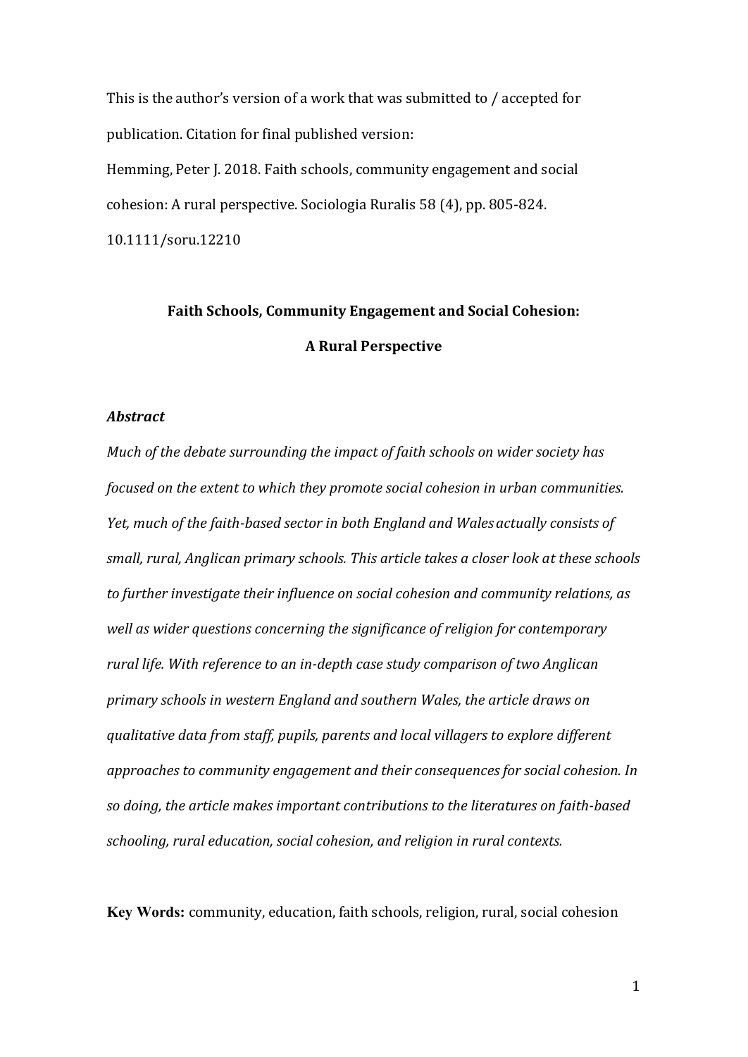This is the author's version of a work that was submitted to / accepted for publication. Citation for final published version:

Hemming, Peter J. 2018. Faith schools, community engagement and social cohesion: A rural perspective. Sociologia Ruralis 58 (4), pp. 805-824. 10.1111/soru.12210

**Faith Schools, Community Engagement and Social Cohesion:**

**A Rural Perspective**

### *Abstract*

*Much of the debate surrounding the impact of faith schools on wider society has focused on the extent to which they promote social cohesion in urban communities. Yet, much of the faith-based sector in both England and Wales actually consists of small, rural, Anglican primary schools. This article takes a closer look at these schools to further investigate their influence on social cohesion and community relations, as well as wider questions concerning the significance of religion for contemporary rural life. With reference to an in-depth case study comparison of two Anglican primary schools in western England and southern Wales, the article draws on qualitative data from staff, pupils, parents and local villagers to explore different approaches to community engagement and their consequences for social cohesion. In so doing, the article makes important contributions to the literatures on faith-based schooling, rural education, social cohesion, and religion in rural contexts.*

**Key Words:** community, education, faith schools, religion, rural, social cohesion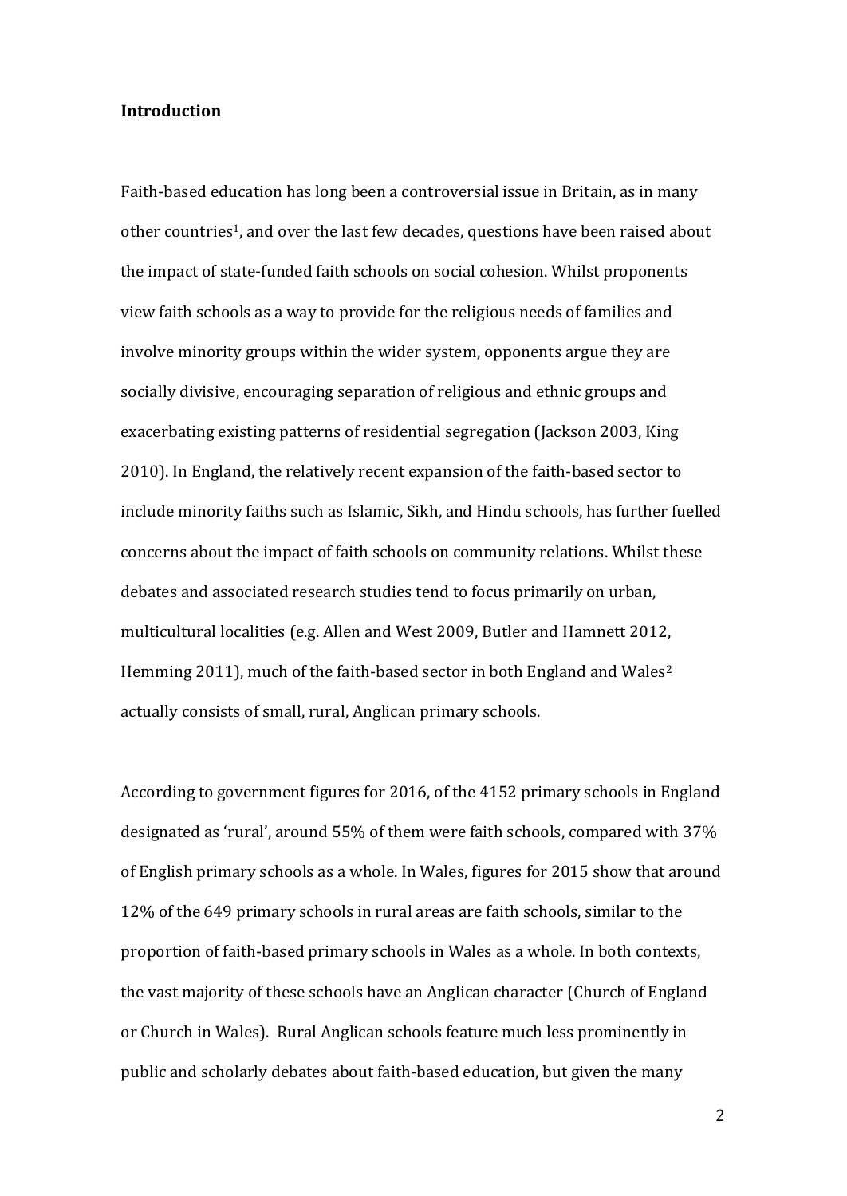## Introduction

Faith-based education has long been a controversial issue in Britain, as in many other countries[1], and over the last few decades, questions have been raised about the impact of state-funded faith schools on social cohesion. Whilst proponents view faith schools as a way to provide for the religious needs of families and involve minority groups within the wider system, opponents argue they are socially divisive, encouraging separation of religious and ethnic groups and exacerbating existing patterns of residential segregation (Jackson 2003, King 2010). In England, the relatively recent expansion of the faith-based sector to include minority faiths such as Islamic, Sikh, and Hindu schools, has further fuelled concerns about the impact of faith schools on community relations. Whilst these debates and associated research studies tend to focus primarily on urban, multicultural localities (e.g. Allen and West 2009, Butler and Hamnett 2012, Hemming 2011), much of the faith-based sector in both England and Wales[2] actually consists of small, rural, Anglican primary schools.

According to government figures for 2016, of the 4152 primary schools in England designated as 'rural', around 55% of them were faith schools, compared with 37% of English primary schools as a whole. In Wales, figures for 2015 show that around 12% of the 649 primary schools in rural areas are faith schools, similar to the proportion of faith-based primary schools in Wales as a whole. In both contexts, the vast majority of these schools have an Anglican character (Church of England or Church in Wales). Rural Anglican schools feature much less prominently in public and scholarly debates about faith-based education, but given the many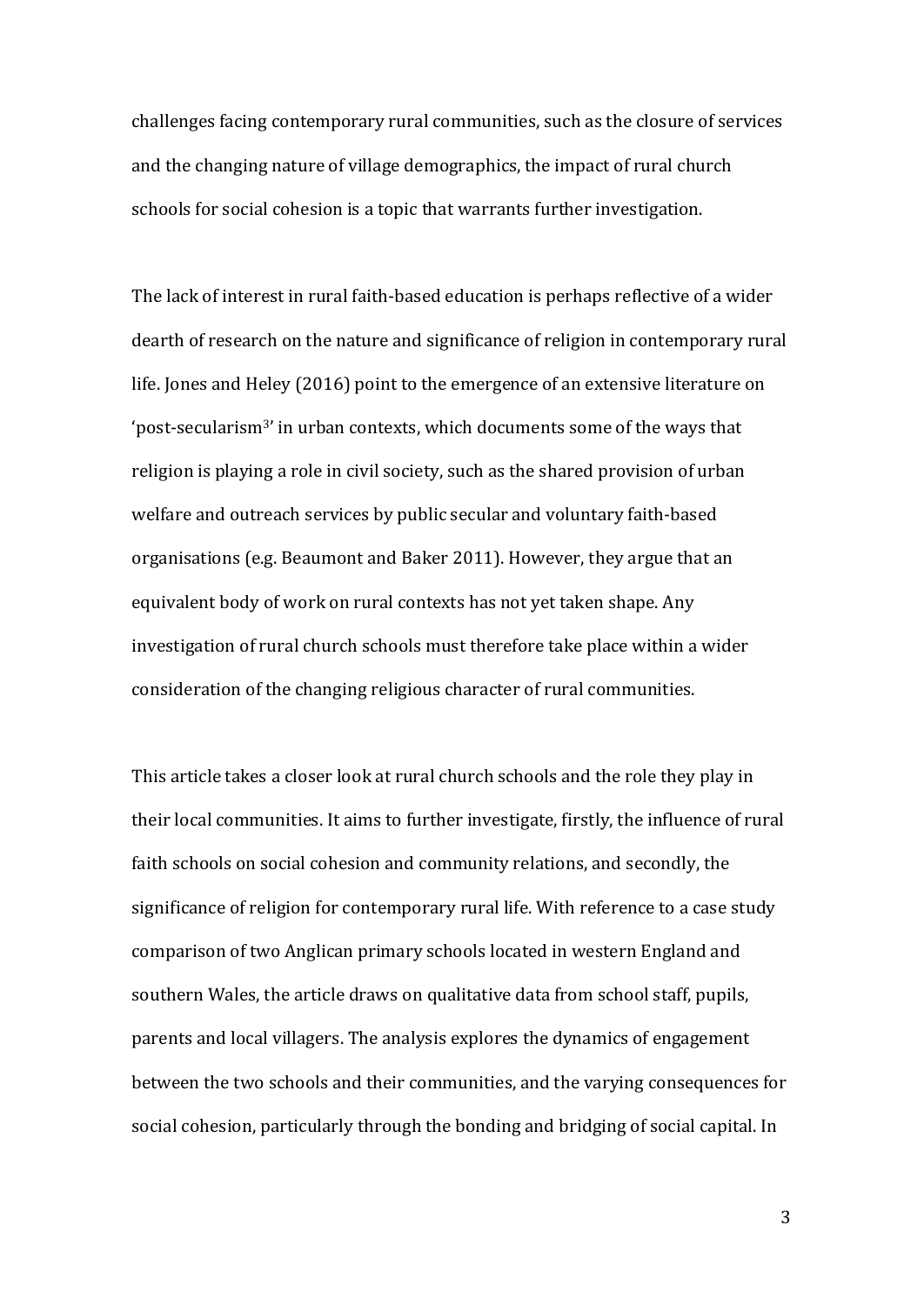challenges facing contemporary rural communities, such as the closure of services and the changing nature of village demographics, the impact of rural church schools for social cohesion is a topic that warrants further investigation.

The lack of interest in rural faith-based education is perhaps reflective of a wider dearth of research on the nature and significance of religion in contemporary rural life. Jones and Heley (2016) point to the emergence of an extensive literature on 'post-secularism[3]' in urban contexts, which documents some of the ways that religion is playing a role in civil society, such as the shared provision of urban welfare and outreach services by public secular and voluntary faith-based organisations (e.g. Beaumont and Baker 2011). However, they argue that an equivalent body of work on rural contexts has not yet taken shape. Any investigation of rural church schools must therefore take place within a wider consideration of the changing religious character of rural communities.

This article takes a closer look at rural church schools and the role they play in their local communities. It aims to further investigate, firstly, the influence of rural faith schools on social cohesion and community relations, and secondly, the significance of religion for contemporary rural life. With reference to a case study comparison of two Anglican primary schools located in western England and southern Wales, the article draws on qualitative data from school staff, pupils, parents and local villagers. The analysis explores the dynamics of engagement between the two schools and their communities, and the varying consequences for social cohesion, particularly through the bonding and bridging of social capital. In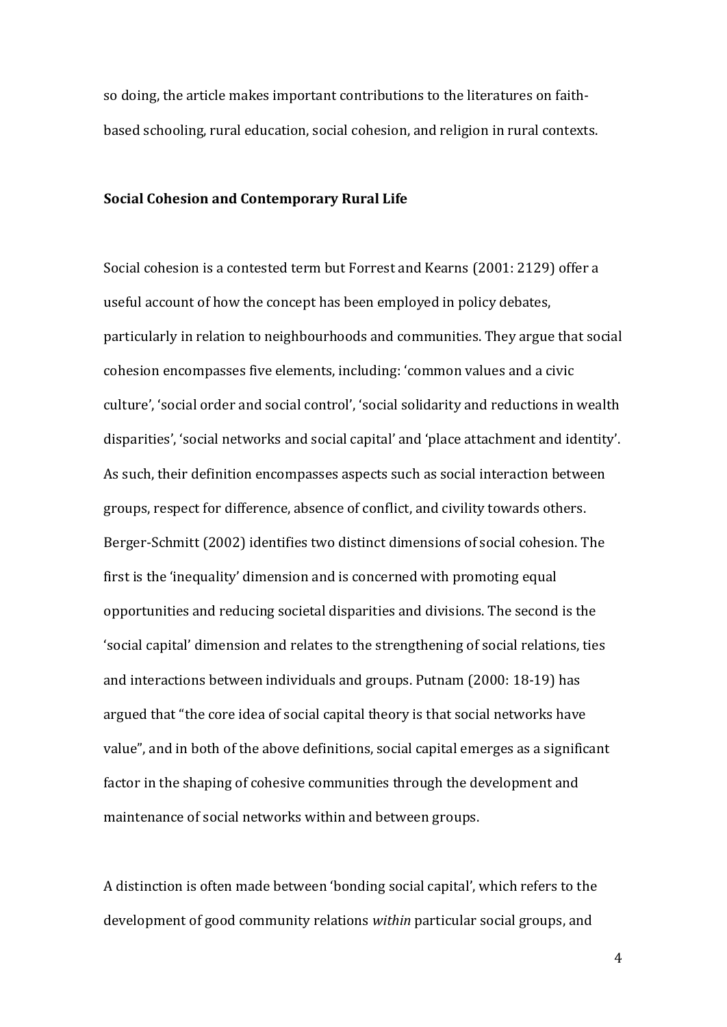so doing, the article makes important contributions to the literatures on faith-based schooling, rural education, social cohesion, and religion in rural contexts.

## Social Cohesion and Contemporary Rural Life

Social cohesion is a contested term but Forrest and Kearns (2001: 2129) offer a useful account of how the concept has been employed in policy debates, particularly in relation to neighbourhoods and communities. They argue that social cohesion encompasses five elements, including: 'common values and a civic culture', 'social order and social control', 'social solidarity and reductions in wealth disparities', 'social networks and social capital' and 'place attachment and identity'. As such, their definition encompasses aspects such as social interaction between groups, respect for difference, absence of conflict, and civility towards others. Berger-Schmitt (2002) identifies two distinct dimensions of social cohesion. The first is the 'inequality' dimension and is concerned with promoting equal opportunities and reducing societal disparities and divisions. The second is the 'social capital' dimension and relates to the strengthening of social relations, ties and interactions between individuals and groups. Putnam (2000: 18-19) has argued that "the core idea of social capital theory is that social networks have value", and in both of the above definitions, social capital emerges as a significant factor in the shaping of cohesive communities through the development and maintenance of social networks within and between groups.

A distinction is often made between 'bonding social capital', which refers to the development of good community relations *within* particular social groups, and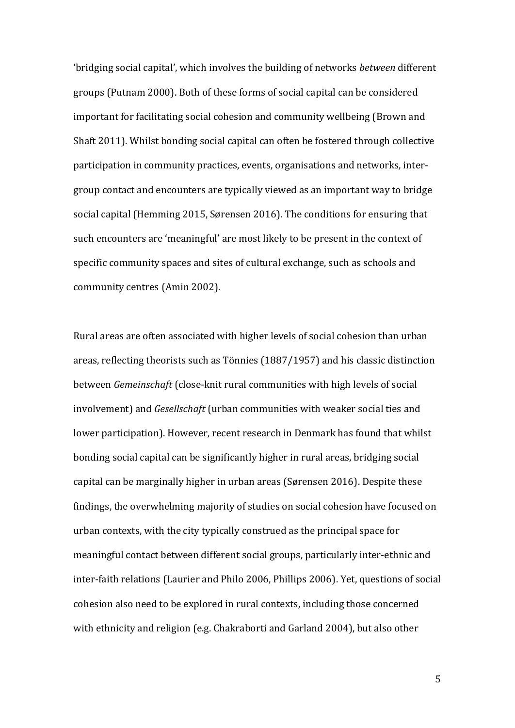'bridging social capital', which involves the building of networks *between* different groups (Putnam 2000). Both of these forms of social capital can be considered important for facilitating social cohesion and community wellbeing (Brown and Shaft 2011). Whilst bonding social capital can often be fostered through collective participation in community practices, events, organisations and networks, inter-group contact and encounters are typically viewed as an important way to bridge social capital (Hemming 2015, Sørensen 2016). The conditions for ensuring that such encounters are 'meaningful' are most likely to be present in the context of specific community spaces and sites of cultural exchange, such as schools and community centres (Amin 2002).

Rural areas are often associated with higher levels of social cohesion than urban areas, reflecting theorists such as Tönnies (1887/1957) and his classic distinction between *Gemeinschaft* (close-knit rural communities with high levels of social involvement) and *Gesellschaft* (urban communities with weaker social ties and lower participation). However, recent research in Denmark has found that whilst bonding social capital can be significantly higher in rural areas, bridging social capital can be marginally higher in urban areas (Sørensen 2016). Despite these findings, the overwhelming majority of studies on social cohesion have focused on urban contexts, with the city typically construed as the principal space for meaningful contact between different social groups, particularly inter-ethnic and inter-faith relations (Laurier and Philo 2006, Phillips 2006). Yet, questions of social cohesion also need to be explored in rural contexts, including those concerned with ethnicity and religion (e.g. Chakraborti and Garland 2004), but also other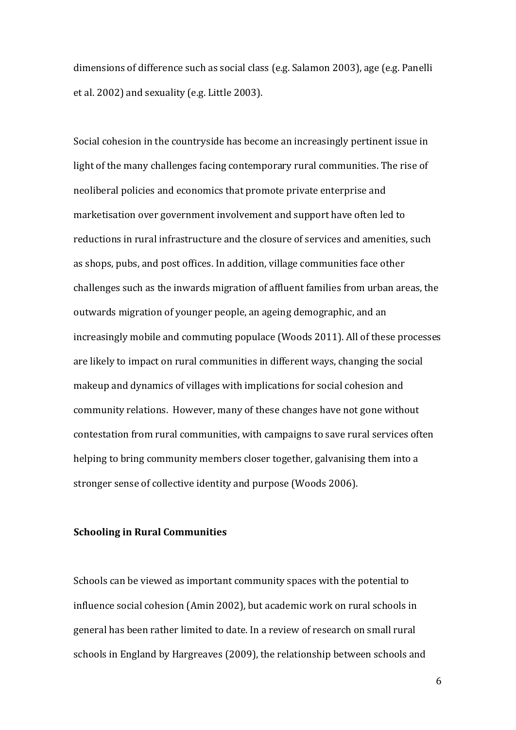dimensions of difference such as social class (e.g. Salamon 2003), age (e.g. Panelli et al. 2002) and sexuality (e.g. Little 2003).

Social cohesion in the countryside has become an increasingly pertinent issue in light of the many challenges facing contemporary rural communities. The rise of neoliberal policies and economics that promote private enterprise and marketisation over government involvement and support have often led to reductions in rural infrastructure and the closure of services and amenities, such as shops, pubs, and post offices. In addition, village communities face other challenges such as the inwards migration of affluent families from urban areas, the outwards migration of younger people, an ageing demographic, and an increasingly mobile and commuting populace (Woods 2011). All of these processes are likely to impact on rural communities in different ways, changing the social makeup and dynamics of villages with implications for social cohesion and community relations. However, many of these changes have not gone without contestation from rural communities, with campaigns to save rural services often helping to bring community members closer together, galvanising them into a stronger sense of collective identity and purpose (Woods 2006).

### Schooling in Rural Communities

Schools can be viewed as important community spaces with the potential to influence social cohesion (Amin 2002), but academic work on rural schools in general has been rather limited to date. In a review of research on small rural schools in England by Hargreaves (2009), the relationship between schools and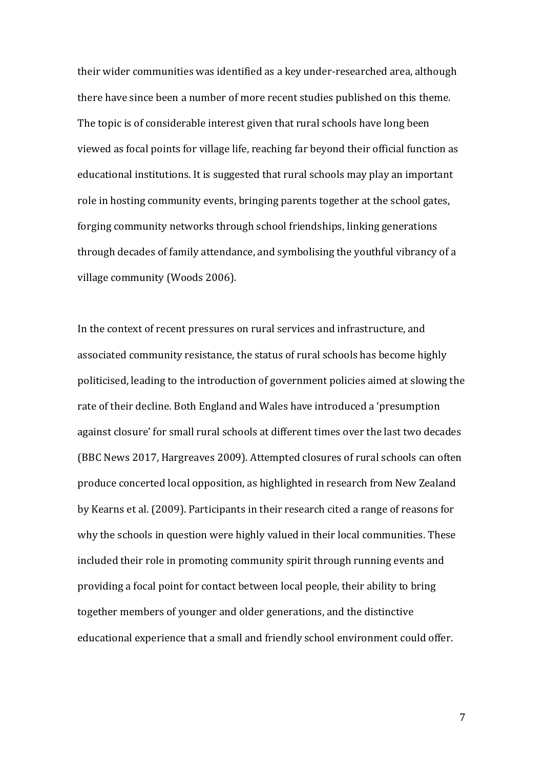their wider communities was identified as a key under-researched area, although there have since been a number of more recent studies published on this theme. The topic is of considerable interest given that rural schools have long been viewed as focal points for village life, reaching far beyond their official function as educational institutions. It is suggested that rural schools may play an important role in hosting community events, bringing parents together at the school gates, forging community networks through school friendships, linking generations through decades of family attendance, and symbolising the youthful vibrancy of a village community (Woods 2006).

In the context of recent pressures on rural services and infrastructure, and associated community resistance, the status of rural schools has become highly politicised, leading to the introduction of government policies aimed at slowing the rate of their decline. Both England and Wales have introduced a 'presumption against closure' for small rural schools at different times over the last two decades (BBC News 2017, Hargreaves 2009). Attempted closures of rural schools can often produce concerted local opposition, as highlighted in research from New Zealand by Kearns et al. (2009). Participants in their research cited a range of reasons for why the schools in question were highly valued in their local communities. These included their role in promoting community spirit through running events and providing a focal point for contact between local people, their ability to bring together members of younger and older generations, and the distinctive educational experience that a small and friendly school environment could offer.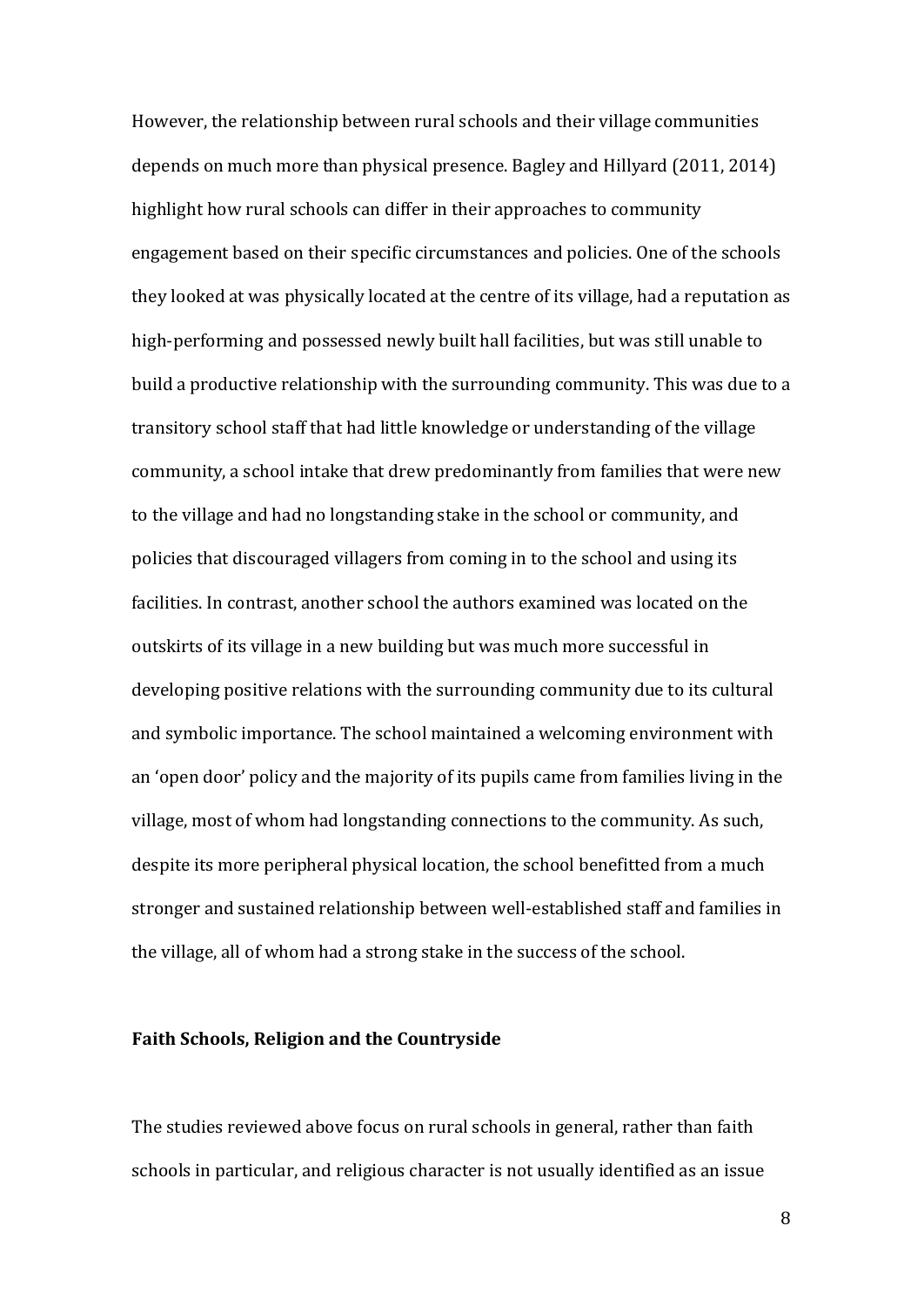However, the relationship between rural schools and their village communities depends on much more than physical presence. Bagley and Hillyard (2011, 2014) highlight how rural schools can differ in their approaches to community engagement based on their specific circumstances and policies. One of the schools they looked at was physically located at the centre of its village, had a reputation as high-performing and possessed newly built hall facilities, but was still unable to build a productive relationship with the surrounding community. This was due to a transitory school staff that had little knowledge or understanding of the village community, a school intake that drew predominantly from families that were new to the village and had no longstanding stake in the school or community, and policies that discouraged villagers from coming in to the school and using its facilities. In contrast, another school the authors examined was located on the outskirts of its village in a new building but was much more successful in developing positive relations with the surrounding community due to its cultural and symbolic importance. The school maintained a welcoming environment with an 'open door' policy and the majority of its pupils came from families living in the village, most of whom had longstanding connections to the community. As such, despite its more peripheral physical location, the school benefitted from a much stronger and sustained relationship between well-established staff and families in the village, all of whom had a strong stake in the success of the school.

### Faith Schools, Religion and the Countryside

The studies reviewed above focus on rural schools in general, rather than faith schools in particular, and religious character is not usually identified as an issue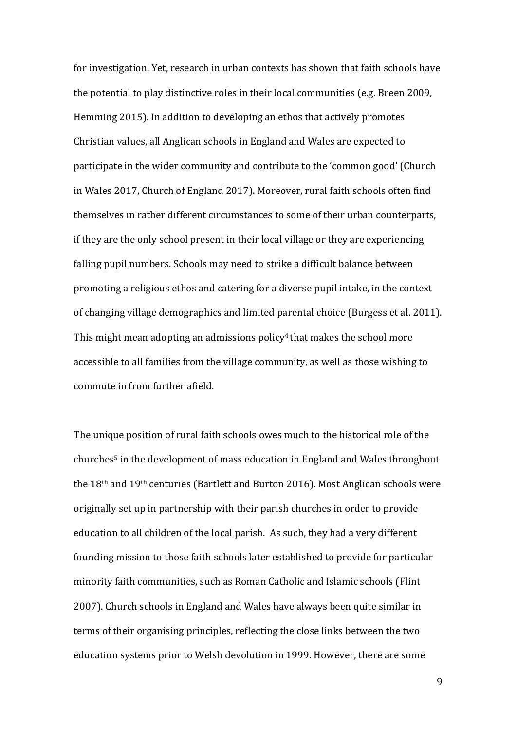for investigation. Yet, research in urban contexts has shown that faith schools have the potential to play distinctive roles in their local communities (e.g. Breen 2009, Hemming 2015). In addition to developing an ethos that actively promotes Christian values, all Anglican schools in England and Wales are expected to participate in the wider community and contribute to the 'common good' (Church in Wales 2017, Church of England 2017). Moreover, rural faith schools often find themselves in rather different circumstances to some of their urban counterparts, if they are the only school present in their local village or they are experiencing falling pupil numbers. Schools may need to strike a difficult balance between promoting a religious ethos and catering for a diverse pupil intake, in the context of changing village demographics and limited parental choice (Burgess et al. 2011). This might mean adopting an admissions policy[4] that makes the school more accessible to all families from the village community, as well as those wishing to commute in from further afield.

The unique position of rural faith schools owes much to the historical role of the churches[5] in the development of mass education in England and Wales throughout the 18th and 19th centuries (Bartlett and Burton 2016). Most Anglican schools were originally set up in partnership with their parish churches in order to provide education to all children of the local parish. As such, they had a very different founding mission to those faith schools later established to provide for particular minority faith communities, such as Roman Catholic and Islamic schools (Flint 2007). Church schools in England and Wales have always been quite similar in terms of their organising principles, reflecting the close links between the two education systems prior to Welsh devolution in 1999. However, there are some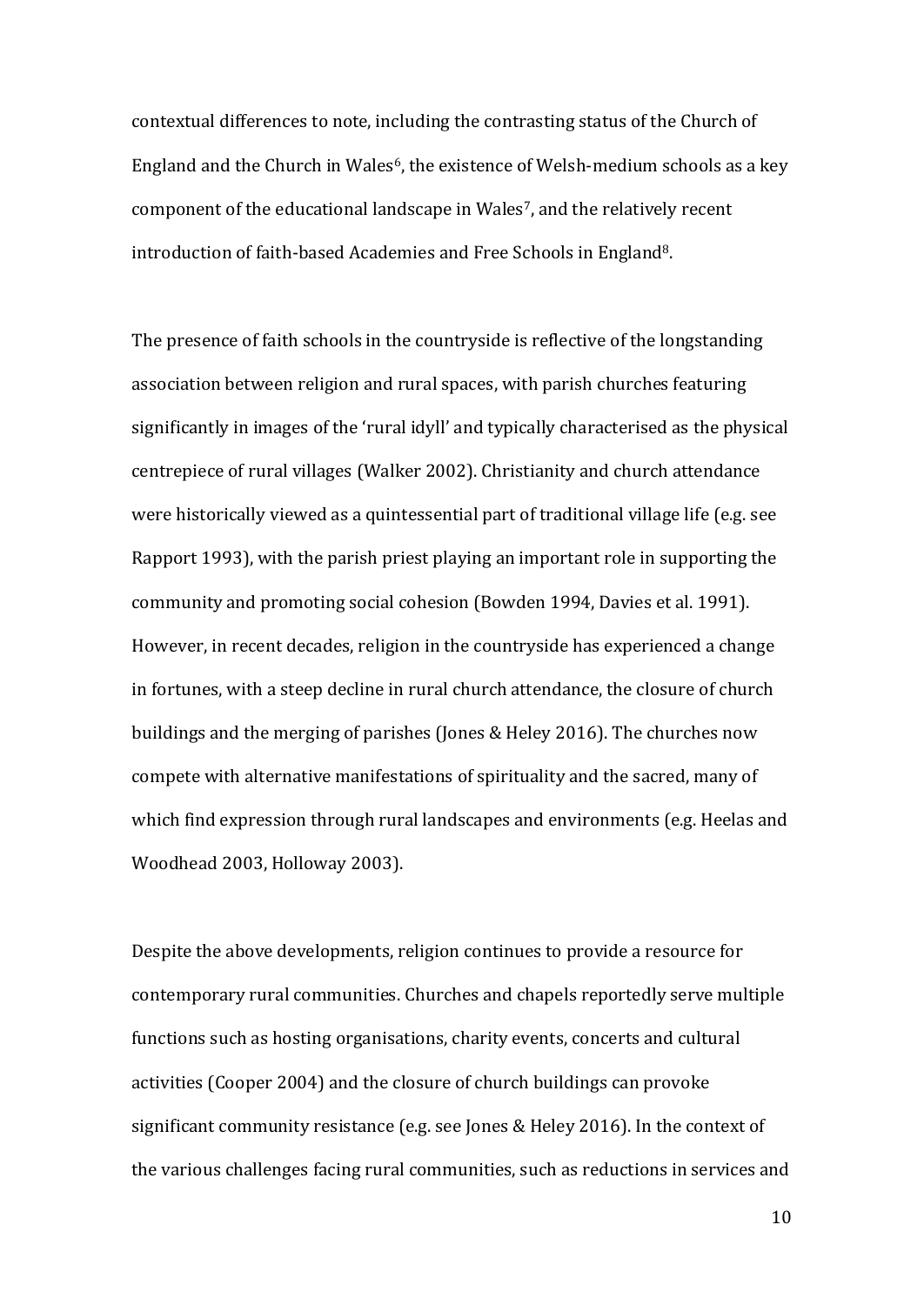contextual differences to note, including the contrasting status of the Church of England and the Church in Wales[6], the existence of Welsh-medium schools as a key component of the educational landscape in Wales[7], and the relatively recent introduction of faith-based Academies and Free Schools in England[8].

The presence of faith schools in the countryside is reflective of the longstanding association between religion and rural spaces, with parish churches featuring significantly in images of the 'rural idyll' and typically characterised as the physical centrepiece of rural villages (Walker 2002). Christianity and church attendance were historically viewed as a quintessential part of traditional village life (e.g. see Rapport 1993), with the parish priest playing an important role in supporting the community and promoting social cohesion (Bowden 1994, Davies et al. 1991). However, in recent decades, religion in the countryside has experienced a change in fortunes, with a steep decline in rural church attendance, the closure of church buildings and the merging of parishes (Jones & Heley 2016). The churches now compete with alternative manifestations of spirituality and the sacred, many of which find expression through rural landscapes and environments (e.g. Heelas and Woodhead 2003, Holloway 2003).

Despite the above developments, religion continues to provide a resource for contemporary rural communities. Churches and chapels reportedly serve multiple functions such as hosting organisations, charity events, concerts and cultural activities (Cooper 2004) and the closure of church buildings can provoke significant community resistance (e.g. see Jones & Heley 2016). In the context of the various challenges facing rural communities, such as reductions in services and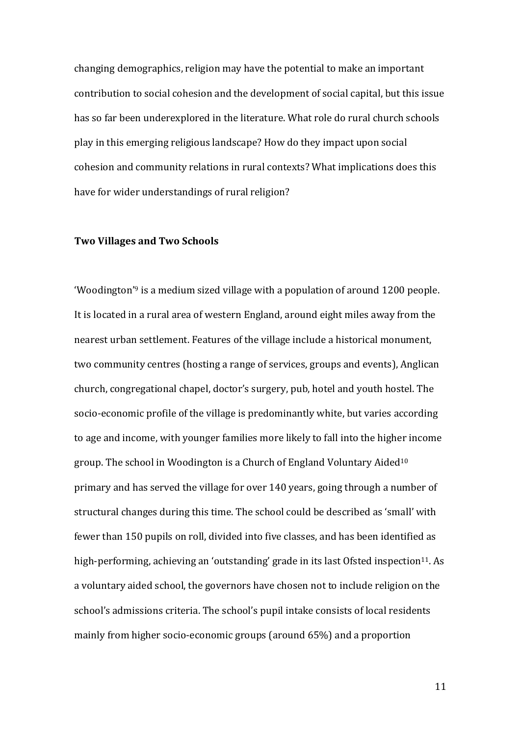changing demographics, religion may have the potential to make an important contribution to social cohesion and the development of social capital, but this issue has so far been underexplored in the literature. What role do rural church schools play in this emerging religious landscape? How do they impact upon social cohesion and community relations in rural contexts? What implications does this have for wider understandings of rural religion?

**Two Villages and Two Schools**

'Woodington'[9] is a medium sized village with a population of around 1200 people. It is located in a rural area of western England, around eight miles away from the nearest urban settlement. Features of the village include a historical monument, two community centres (hosting a range of services, groups and events), Anglican church, congregational chapel, doctor's surgery, pub, hotel and youth hostel. The socio-economic profile of the village is predominantly white, but varies according to age and income, with younger families more likely to fall into the higher income group. The school in Woodington is a Church of England Voluntary Aided[10] primary and has served the village for over 140 years, going through a number of structural changes during this time. The school could be described as 'small' with fewer than 150 pupils on roll, divided into five classes, and has been identified as high-performing, achieving an 'outstanding' grade in its last Ofsted inspection[11]. As a voluntary aided school, the governors have chosen not to include religion on the school's admissions criteria. The school's pupil intake consists of local residents mainly from higher socio-economic groups (around 65%) and a proportion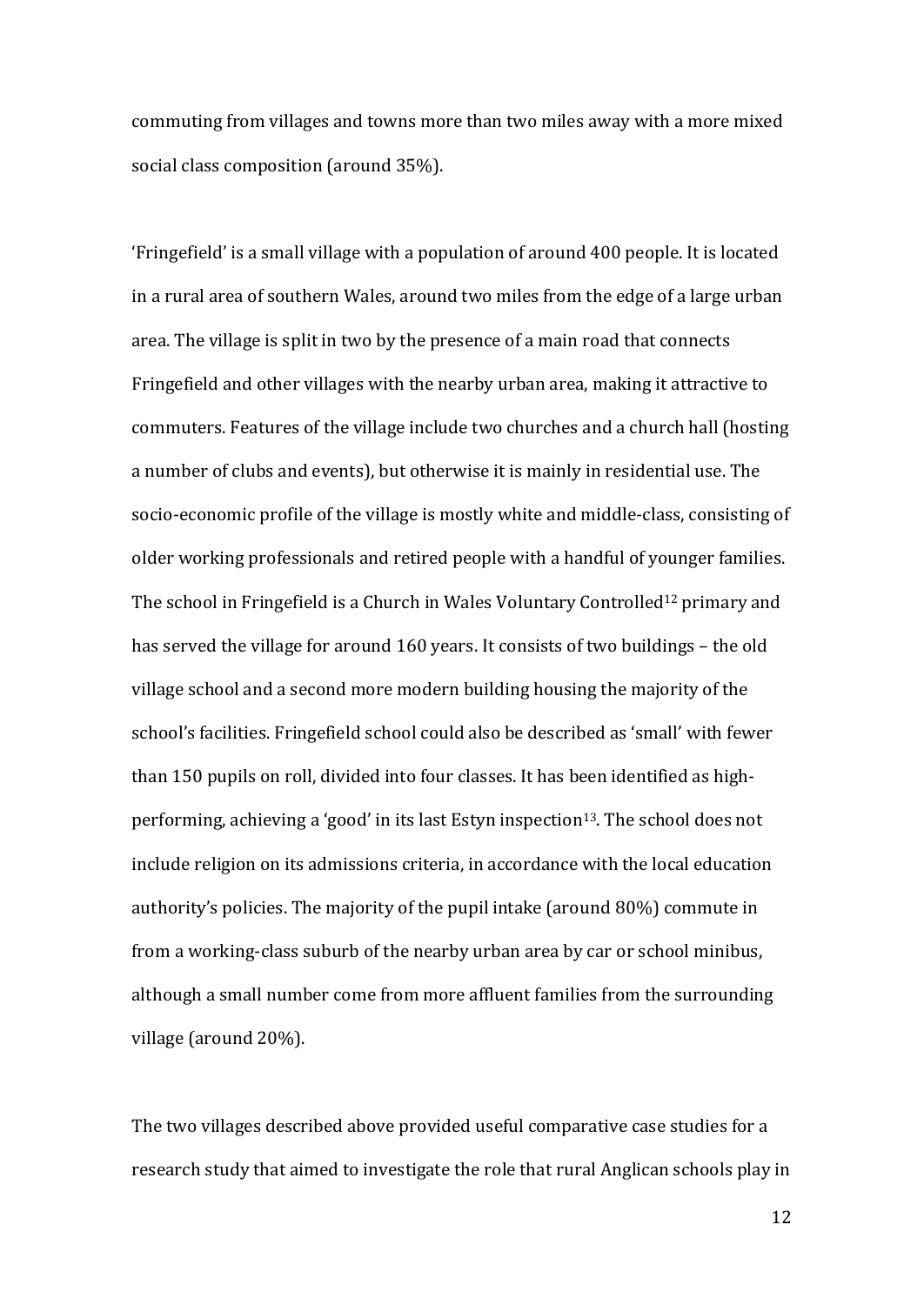commuting from villages and towns more than two miles away with a more mixed social class composition (around 35%).

'Fringefield' is a small village with a population of around 400 people. It is located in a rural area of southern Wales, around two miles from the edge of a large urban area. The village is split in two by the presence of a main road that connects Fringefield and other villages with the nearby urban area, making it attractive to commuters. Features of the village include two churches and a church hall (hosting a number of clubs and events), but otherwise it is mainly in residential use. The socio-economic profile of the village is mostly white and middle-class, consisting of older working professionals and retired people with a handful of younger families. The school in Fringefield is a Church in Wales Voluntary Controlled[12] primary and has served the village for around 160 years. It consists of two buildings – the old village school and a second more modern building housing the majority of the school's facilities. Fringefield school could also be described as 'small' with fewer than 150 pupils on roll, divided into four classes. It has been identified as high-performing, achieving a 'good' in its last Estyn inspection[13]. The school does not include religion on its admissions criteria, in accordance with the local education authority's policies. The majority of the pupil intake (around 80%) commute in from a working-class suburb of the nearby urban area by car or school minibus, although a small number come from more affluent families from the surrounding village (around 20%).

The two villages described above provided useful comparative case studies for a research study that aimed to investigate the role that rural Anglican schools play in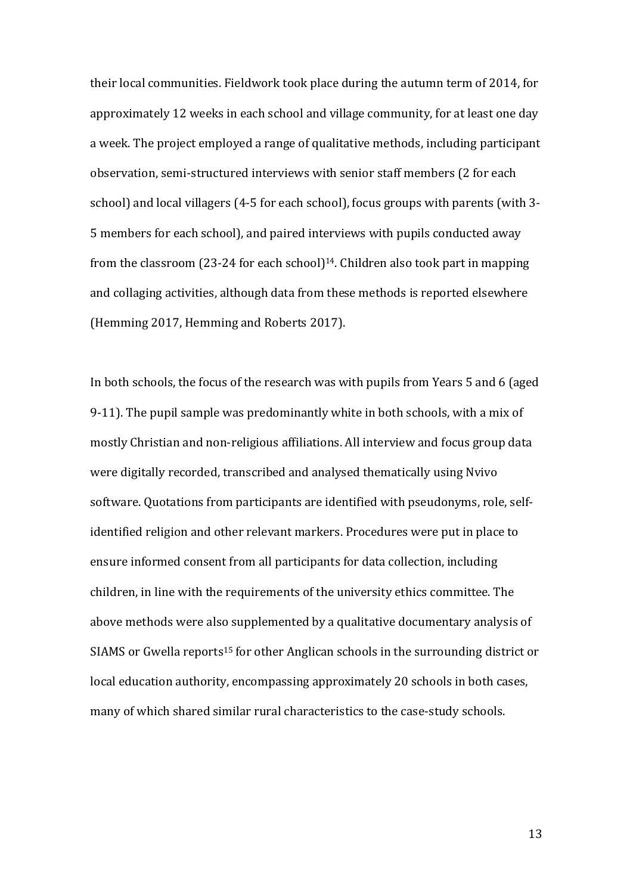their local communities. Fieldwork took place during the autumn term of 2014, for approximately 12 weeks in each school and village community, for at least one day a week. The project employed a range of qualitative methods, including participant observation, semi-structured interviews with senior staff members (2 for each school) and local villagers (4-5 for each school), focus groups with parents (with 3-5 members for each school), and paired interviews with pupils conducted away from the classroom (23-24 for each school)[14]. Children also took part in mapping and collaging activities, although data from these methods is reported elsewhere (Hemming 2017, Hemming and Roberts 2017).

In both schools, the focus of the research was with pupils from Years 5 and 6 (aged 9-11). The pupil sample was predominantly white in both schools, with a mix of mostly Christian and non-religious affiliations. All interview and focus group data were digitally recorded, transcribed and analysed thematically using Nvivo software. Quotations from participants are identified with pseudonyms, role, self-identified religion and other relevant markers. Procedures were put in place to ensure informed consent from all participants for data collection, including children, in line with the requirements of the university ethics committee. The above methods were also supplemented by a qualitative documentary analysis of SIAMS or Gwella reports[15] for other Anglican schools in the surrounding district or local education authority, encompassing approximately 20 schools in both cases, many of which shared similar rural characteristics to the case-study schools.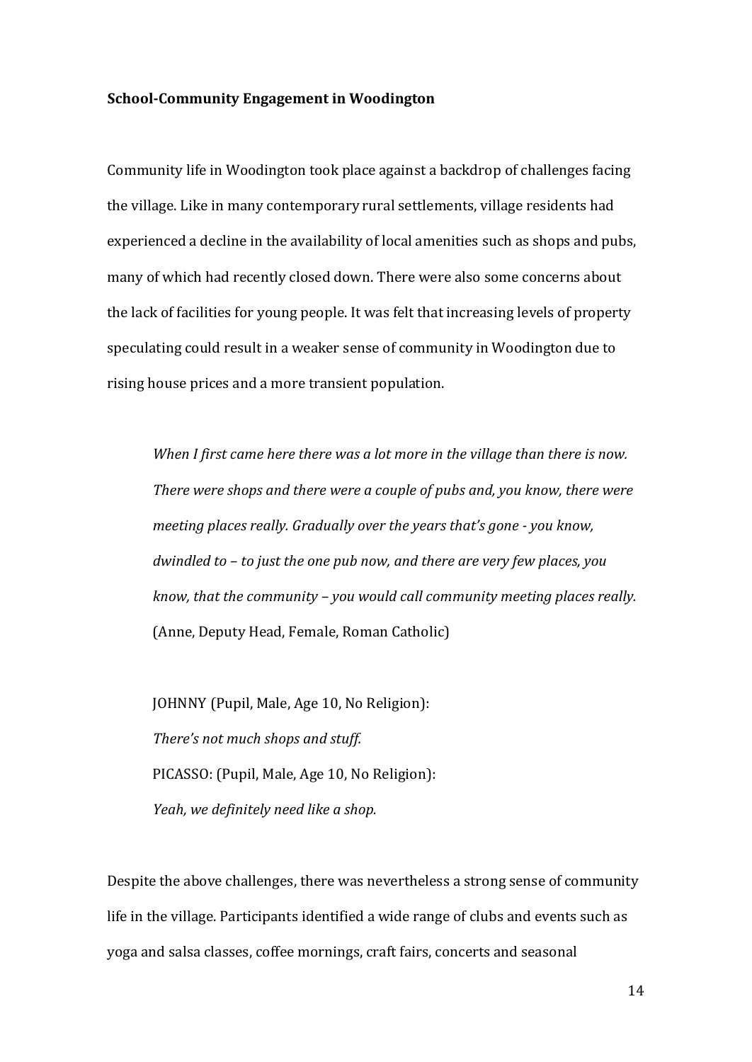**School-Community Engagement in Woodington**

Community life in Woodington took place against a backdrop of challenges facing the village. Like in many contemporary rural settlements, village residents had experienced a decline in the availability of local amenities such as shops and pubs, many of which had recently closed down. There were also some concerns about the lack of facilities for young people. It was felt that increasing levels of property speculating could result in a weaker sense of community in Woodington due to rising house prices and a more transient population.

> *When I first came here there was a lot more in the village than there is now. There were shops and there were a couple of pubs and, you know, there were meeting places really. Gradually over the years that's gone - you know, dwindled to – to just the one pub now, and there are very few places, you know, that the community – you would call community meeting places really.* (Anne, Deputy Head, Female, Roman Catholic)

> JOHNNY (Pupil, Male, Age 10, No Religion):
> *There's not much shops and stuff.*
> PICASSO: (Pupil, Male, Age 10, No Religion):
> *Yeah, we definitely need like a shop.*

Despite the above challenges, there was nevertheless a strong sense of community life in the village. Participants identified a wide range of clubs and events such as yoga and salsa classes, coffee mornings, craft fairs, concerts and seasonal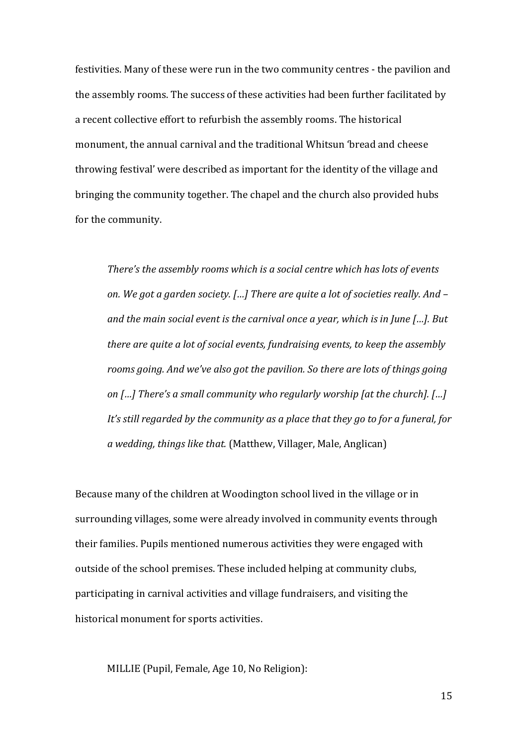festivities. Many of these were run in the two community centres - the pavilion and the assembly rooms. The success of these activities had been further facilitated by a recent collective effort to refurbish the assembly rooms. The historical monument, the annual carnival and the traditional Whitsun 'bread and cheese throwing festival' were described as important for the identity of the village and bringing the community together. The chapel and the church also provided hubs for the community.

> *There's the assembly rooms which is a social centre which has lots of events on. We got a garden society. […] There are quite a lot of societies really. And – and the main social event is the carnival once a year, which is in June […]. But there are quite a lot of social events, fundraising events, to keep the assembly rooms going. And we've also got the pavilion. So there are lots of things going on […] There's a small community who regularly worship [at the church]. […] It's still regarded by the community as a place that they go to for a funeral, for a wedding, things like that.* (Matthew, Villager, Male, Anglican)

Because many of the children at Woodington school lived in the village or in surrounding villages, some were already involved in community events through their families. Pupils mentioned numerous activities they were engaged with outside of the school premises. These included helping at community clubs, participating in carnival activities and village fundraisers, and visiting the historical monument for sports activities.

> MILLIE (Pupil, Female, Age 10, No Religion):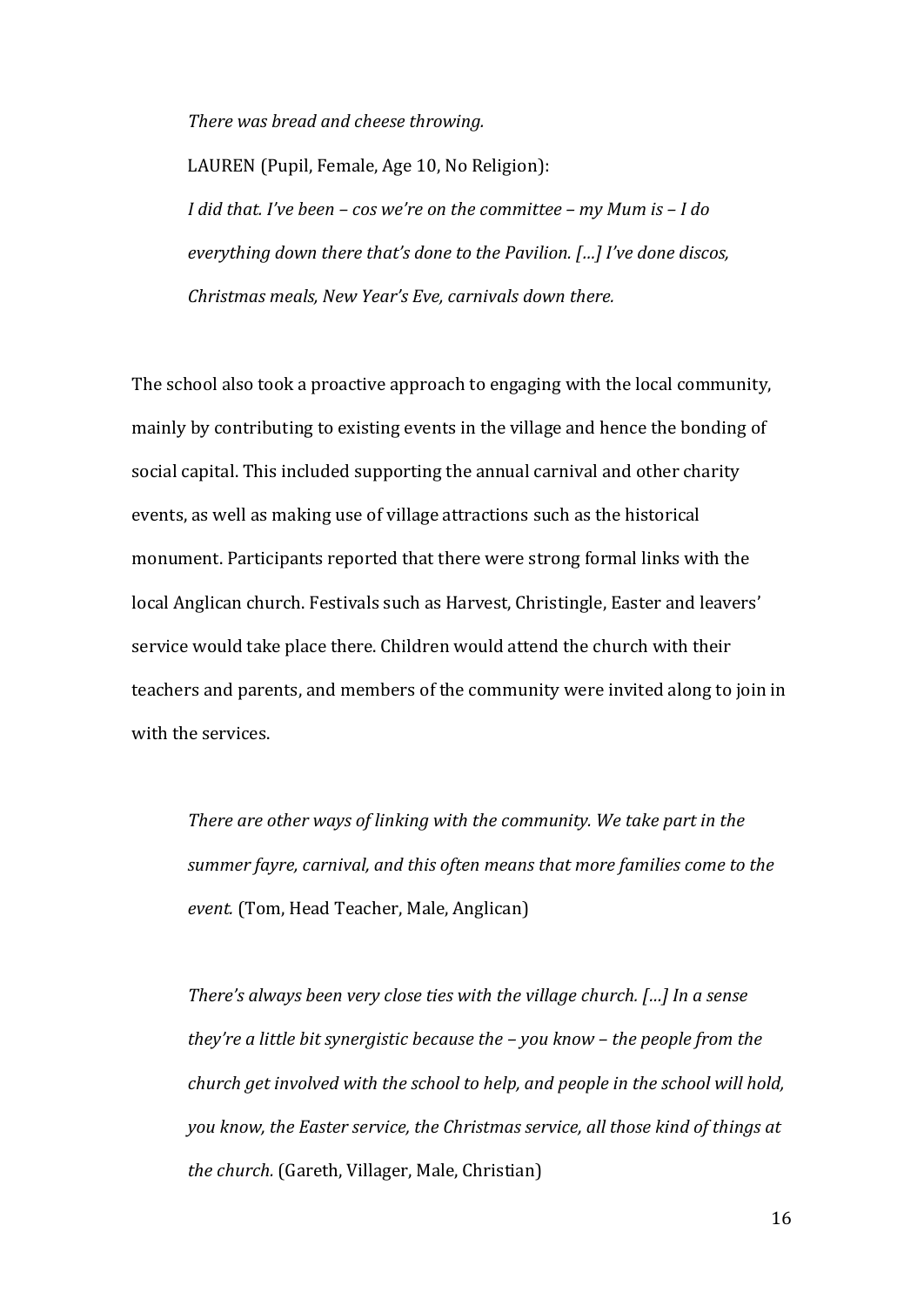*There was bread and cheese throwing.*

LAUREN (Pupil, Female, Age 10, No Religion):

*I did that. I've been – cos we're on the committee – my Mum is – I do everything down there that's done to the Pavilion. […] I've done discos, Christmas meals, New Year's Eve, carnivals down there.*

The school also took a proactive approach to engaging with the local community, mainly by contributing to existing events in the village and hence the bonding of social capital. This included supporting the annual carnival and other charity events, as well as making use of village attractions such as the historical monument. Participants reported that there were strong formal links with the local Anglican church. Festivals such as Harvest, Christingle, Easter and leavers' service would take place there. Children would attend the church with their teachers and parents, and members of the community were invited along to join in with the services.

> *There are other ways of linking with the community. We take part in the summer fayre, carnival, and this often means that more families come to the event.* (Tom, Head Teacher, Male, Anglican)

> *There's always been very close ties with the village church. […] In a sense they're a little bit synergistic because the – you know – the people from the church get involved with the school to help, and people in the school will hold, you know, the Easter service, the Christmas service, all those kind of things at the church.* (Gareth, Villager, Male, Christian)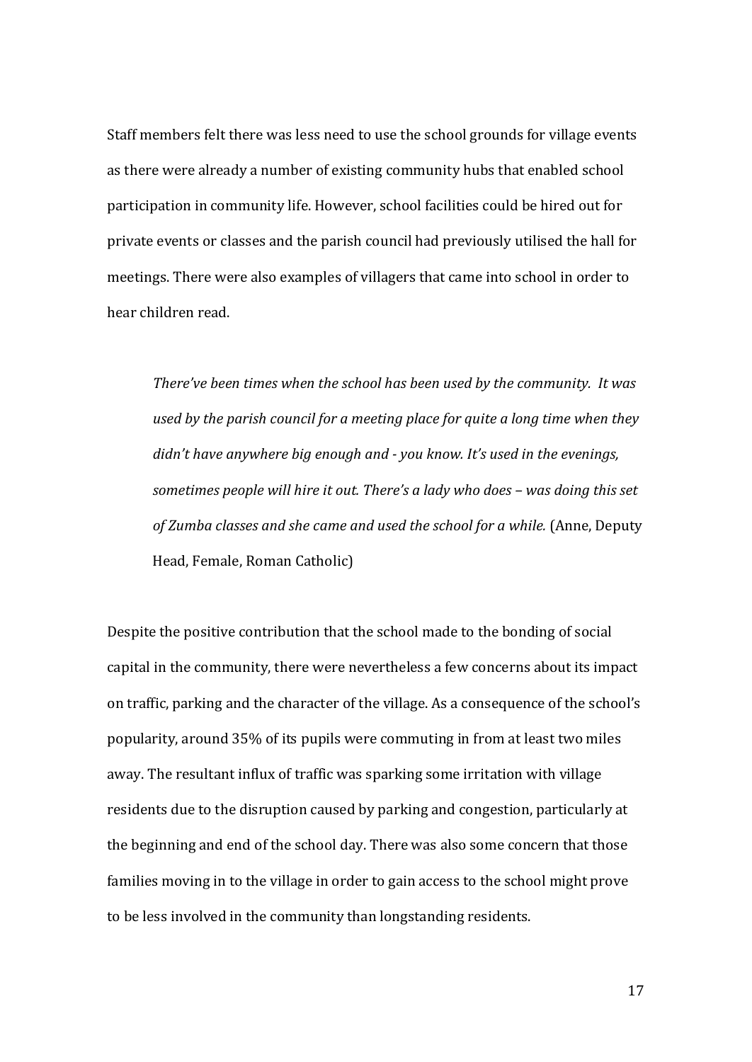Staff members felt there was less need to use the school grounds for village events as there were already a number of existing community hubs that enabled school participation in community life. However, school facilities could be hired out for private events or classes and the parish council had previously utilised the hall for meetings. There were also examples of villagers that came into school in order to hear children read.

> *There've been times when the school has been used by the community. It was used by the parish council for a meeting place for quite a long time when they didn't have anywhere big enough and - you know. It's used in the evenings, sometimes people will hire it out. There's a lady who does – was doing this set of Zumba classes and she came and used the school for a while.* (Anne, Deputy Head, Female, Roman Catholic)

Despite the positive contribution that the school made to the bonding of social capital in the community, there were nevertheless a few concerns about its impact on traffic, parking and the character of the village. As a consequence of the school's popularity, around 35% of its pupils were commuting in from at least two miles away. The resultant influx of traffic was sparking some irritation with village residents due to the disruption caused by parking and congestion, particularly at the beginning and end of the school day. There was also some concern that those families moving in to the village in order to gain access to the school might prove to be less involved in the community than longstanding residents.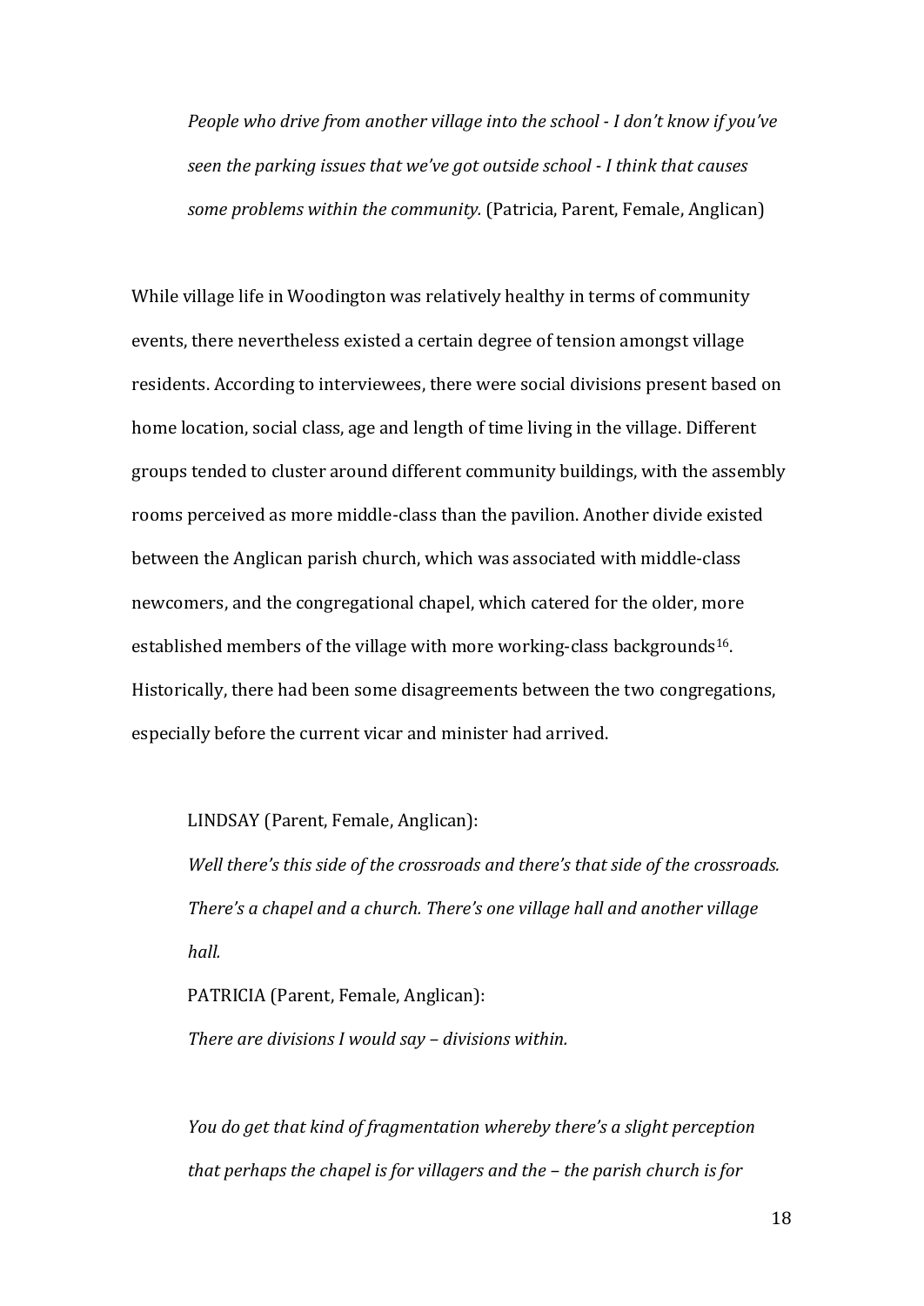*People who drive from another village into the school - I don't know if you've seen the parking issues that we've got outside school - I think that causes some problems within the community.* (Patricia, Parent, Female, Anglican)

While village life in Woodington was relatively healthy in terms of community events, there nevertheless existed a certain degree of tension amongst village residents. According to interviewees, there were social divisions present based on home location, social class, age and length of time living in the village. Different groups tended to cluster around different community buildings, with the assembly rooms perceived as more middle-class than the pavilion. Another divide existed between the Anglican parish church, which was associated with middle-class newcomers, and the congregational chapel, which catered for the older, more established members of the village with more working-class backgrounds[16]. Historically, there had been some disagreements between the two congregations, especially before the current vicar and minister had arrived.

LINDSAY (Parent, Female, Anglican):
*Well there's this side of the crossroads and there's that side of the crossroads. There's a chapel and a church. There's one village hall and another village hall.*

PATRICIA (Parent, Female, Anglican):
*There are divisions I would say – divisions within.*

*You do get that kind of fragmentation whereby there's a slight perception that perhaps the chapel is for villagers and the – the parish church is for*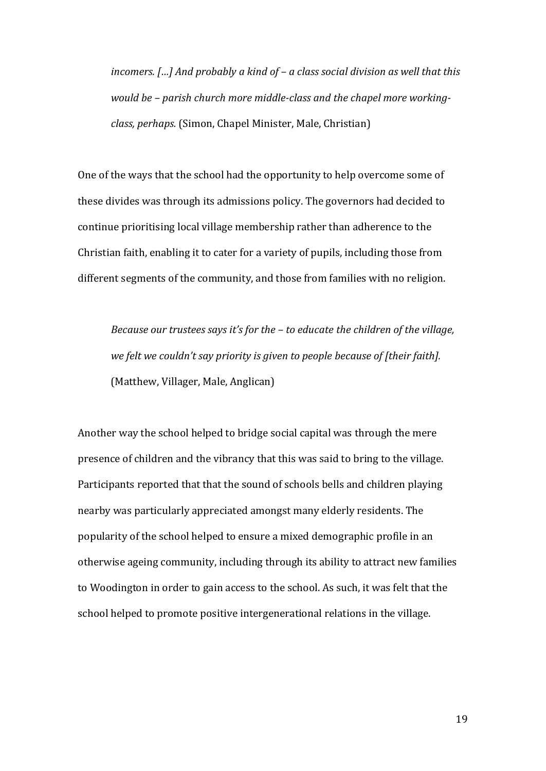> *incomers. […] And probably a kind of – a class social division as well that this would be – parish church more middle-class and the chapel more working-class, perhaps.* (Simon, Chapel Minister, Male, Christian)

One of the ways that the school had the opportunity to help overcome some of these divides was through its admissions policy. The governors had decided to continue prioritising local village membership rather than adherence to the Christian faith, enabling it to cater for a variety of pupils, including those from different segments of the community, and those from families with no religion.

> *Because our trustees says it's for the – to educate the children of the village, we felt we couldn't say priority is given to people because of [their faith].* (Matthew, Villager, Male, Anglican)

Another way the school helped to bridge social capital was through the mere presence of children and the vibrancy that this was said to bring to the village. Participants reported that that the sound of schools bells and children playing nearby was particularly appreciated amongst many elderly residents. The popularity of the school helped to ensure a mixed demographic profile in an otherwise ageing community, including through its ability to attract new families to Woodington in order to gain access to the school. As such, it was felt that the school helped to promote positive intergenerational relations in the village.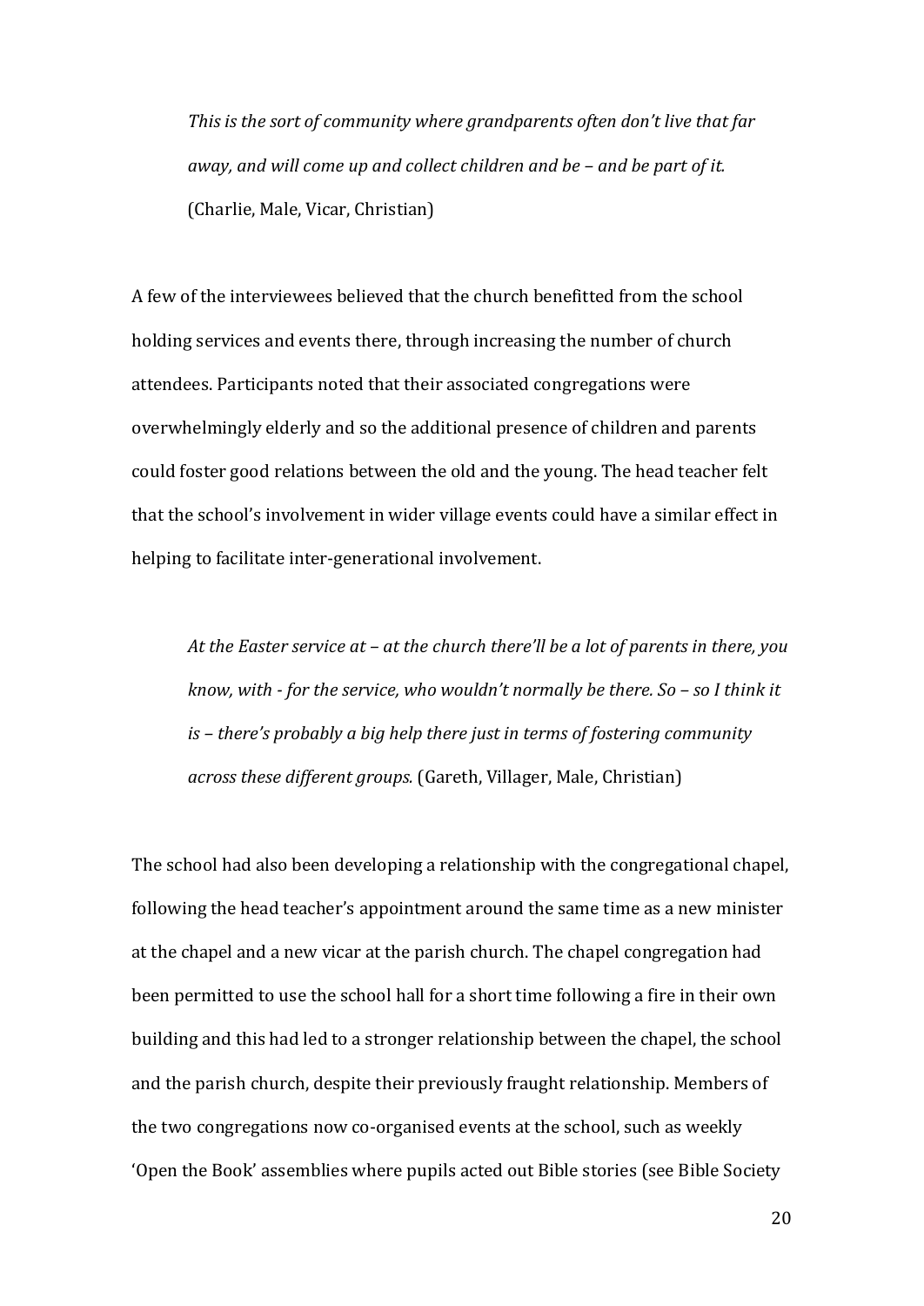> *This is the sort of community where grandparents often don't live that far away, and will come up and collect children and be – and be part of it.* (Charlie, Male, Vicar, Christian)

A few of the interviewees believed that the church benefitted from the school holding services and events there, through increasing the number of church attendees. Participants noted that their associated congregations were overwhelmingly elderly and so the additional presence of children and parents could foster good relations between the old and the young. The head teacher felt that the school's involvement in wider village events could have a similar effect in helping to facilitate inter-generational involvement.

> *At the Easter service at – at the church there'll be a lot of parents in there, you know, with - for the service, who wouldn't normally be there. So – so I think it is – there's probably a big help there just in terms of fostering community across these different groups.* (Gareth, Villager, Male, Christian)

The school had also been developing a relationship with the congregational chapel, following the head teacher's appointment around the same time as a new minister at the chapel and a new vicar at the parish church. The chapel congregation had been permitted to use the school hall for a short time following a fire in their own building and this had led to a stronger relationship between the chapel, the school and the parish church, despite their previously fraught relationship. Members of the two congregations now co-organised events at the school, such as weekly 'Open the Book' assemblies where pupils acted out Bible stories (see Bible Society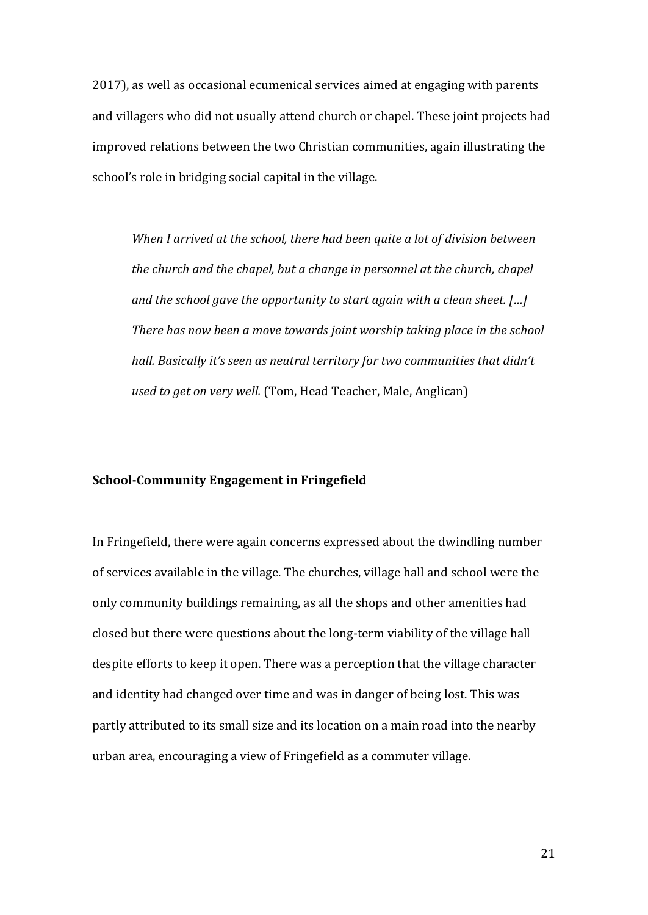2017), as well as occasional ecumenical services aimed at engaging with parents and villagers who did not usually attend church or chapel. These joint projects had improved relations between the two Christian communities, again illustrating the school's role in bridging social capital in the village.

> *When I arrived at the school, there had been quite a lot of division between the church and the chapel, but a change in personnel at the church, chapel and the school gave the opportunity to start again with a clean sheet. […] There has now been a move towards joint worship taking place in the school hall. Basically it's seen as neutral territory for two communities that didn't used to get on very well.* (Tom, Head Teacher, Male, Anglican)

**School-Community Engagement in Fringefield**

In Fringefield, there were again concerns expressed about the dwindling number of services available in the village. The churches, village hall and school were the only community buildings remaining, as all the shops and other amenities had closed but there were questions about the long-term viability of the village hall despite efforts to keep it open. There was a perception that the village character and identity had changed over time and was in danger of being lost. This was partly attributed to its small size and its location on a main road into the nearby urban area, encouraging a view of Fringefield as a commuter village.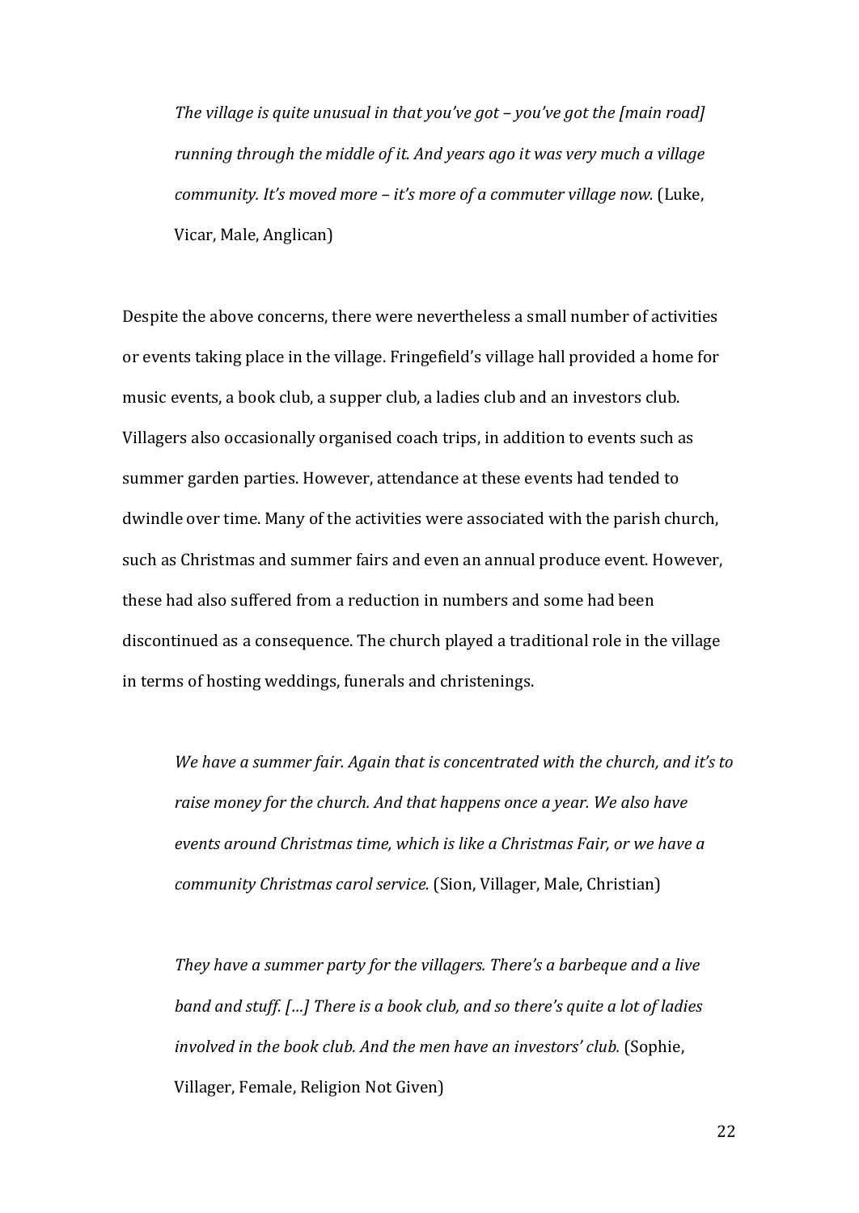> *The village is quite unusual in that you've got – you've got the [main road] running through the middle of it. And years ago it was very much a village community. It's moved more – it's more of a commuter village now.* (Luke, Vicar, Male, Anglican)

Despite the above concerns, there were nevertheless a small number of activities or events taking place in the village. Fringefield's village hall provided a home for music events, a book club, a supper club, a ladies club and an investors club. Villagers also occasionally organised coach trips, in addition to events such as summer garden parties. However, attendance at these events had tended to dwindle over time. Many of the activities were associated with the parish church, such as Christmas and summer fairs and even an annual produce event. However, these had also suffered from a reduction in numbers and some had been discontinued as a consequence. The church played a traditional role in the village in terms of hosting weddings, funerals and christenings.

> *We have a summer fair. Again that is concentrated with the church, and it's to raise money for the church. And that happens once a year. We also have events around Christmas time, which is like a Christmas Fair, or we have a community Christmas carol service.* (Sion, Villager, Male, Christian)

> *They have a summer party for the villagers. There's a barbeque and a live band and stuff. […] There is a book club, and so there's quite a lot of ladies involved in the book club. And the men have an investors' club.* (Sophie, Villager, Female, Religion Not Given)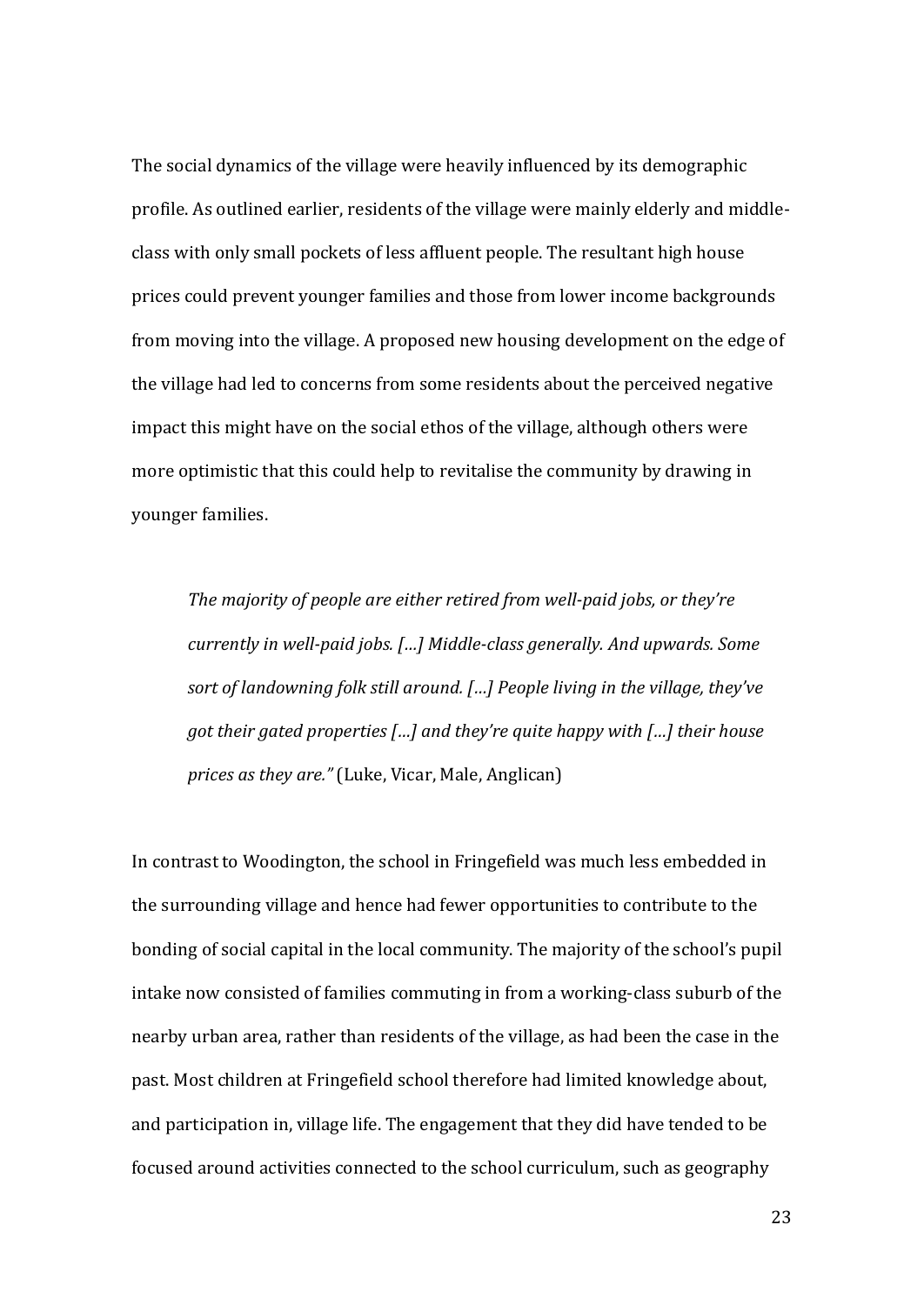The social dynamics of the village were heavily influenced by its demographic profile. As outlined earlier, residents of the village were mainly elderly and middle-class with only small pockets of less affluent people. The resultant high house prices could prevent younger families and those from lower income backgrounds from moving into the village. A proposed new housing development on the edge of the village had led to concerns from some residents about the perceived negative impact this might have on the social ethos of the village, although others were more optimistic that this could help to revitalise the community by drawing in younger families.

> *The majority of people are either retired from well-paid jobs, or they're currently in well-paid jobs. […] Middle-class generally. And upwards. Some sort of landowning folk still around. […] People living in the village, they've got their gated properties […] and they're quite happy with […] their house prices as they are."* (Luke, Vicar, Male, Anglican)

In contrast to Woodington, the school in Fringefield was much less embedded in the surrounding village and hence had fewer opportunities to contribute to the bonding of social capital in the local community. The majority of the school's pupil intake now consisted of families commuting in from a working-class suburb of the nearby urban area, rather than residents of the village, as had been the case in the past. Most children at Fringefield school therefore had limited knowledge about, and participation in, village life. The engagement that they did have tended to be focused around activities connected to the school curriculum, such as geography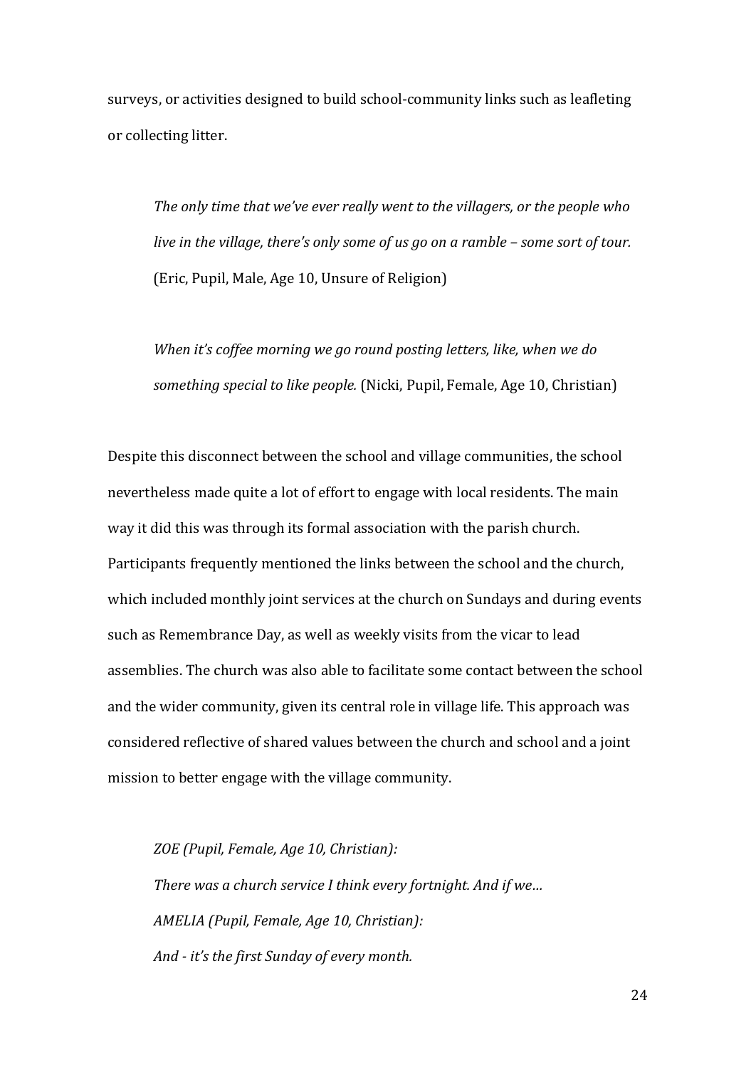surveys, or activities designed to build school-community links such as leafleting or collecting litter.

> *The only time that we've ever really went to the villagers, or the people who live in the village, there's only some of us go on a ramble – some sort of tour.* (Eric, Pupil, Male, Age 10, Unsure of Religion)

> *When it's coffee morning we go round posting letters, like, when we do something special to like people.* (Nicki, Pupil, Female, Age 10, Christian)

Despite this disconnect between the school and village communities, the school nevertheless made quite a lot of effort to engage with local residents. The main way it did this was through its formal association with the parish church. Participants frequently mentioned the links between the school and the church, which included monthly joint services at the church on Sundays and during events such as Remembrance Day, as well as weekly visits from the vicar to lead assemblies. The church was also able to facilitate some contact between the school and the wider community, given its central role in village life. This approach was considered reflective of shared values between the church and school and a joint mission to better engage with the village community.

> *ZOE (Pupil, Female, Age 10, Christian):*
> *There was a church service I think every fortnight. And if we…*
> *AMELIA (Pupil, Female, Age 10, Christian):*
> *And - it's the first Sunday of every month.*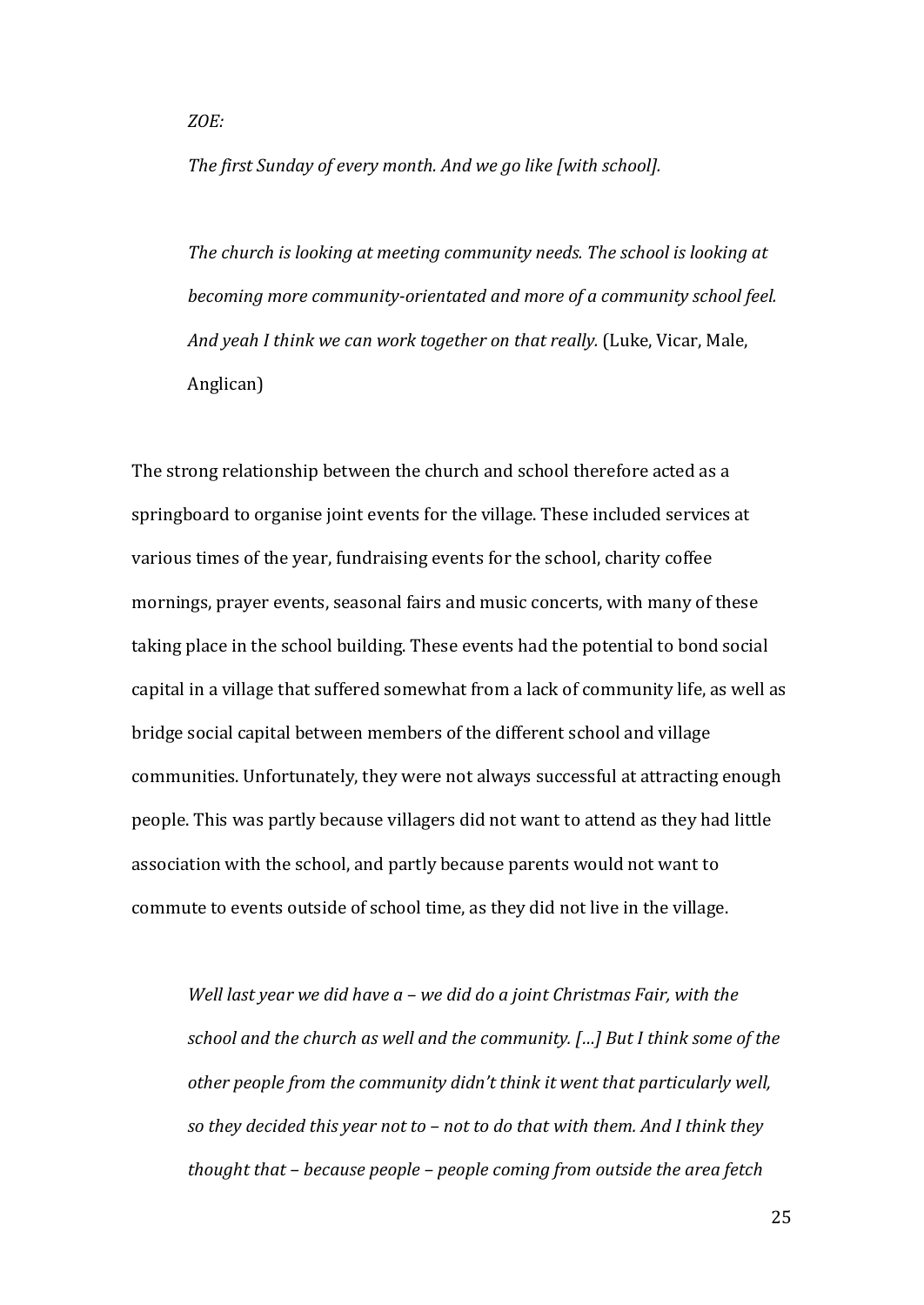*ZOE:*

*The first Sunday of every month. And we go like [with school].*

*The church is looking at meeting community needs. The school is looking at becoming more community-orientated and more of a community school feel. And yeah I think we can work together on that really.* (Luke, Vicar, Male, Anglican)

The strong relationship between the church and school therefore acted as a springboard to organise joint events for the village. These included services at various times of the year, fundraising events for the school, charity coffee mornings, prayer events, seasonal fairs and music concerts, with many of these taking place in the school building. These events had the potential to bond social capital in a village that suffered somewhat from a lack of community life, as well as bridge social capital between members of the different school and village communities. Unfortunately, they were not always successful at attracting enough people. This was partly because villagers did not want to attend as they had little association with the school, and partly because parents would not want to commute to events outside of school time, as they did not live in the village.

*Well last year we did have a – we did do a joint Christmas Fair, with the school and the church as well and the community. […] But I think some of the other people from the community didn't think it went that particularly well, so they decided this year not to – not to do that with them. And I think they thought that – because people – people coming from outside the area fetch*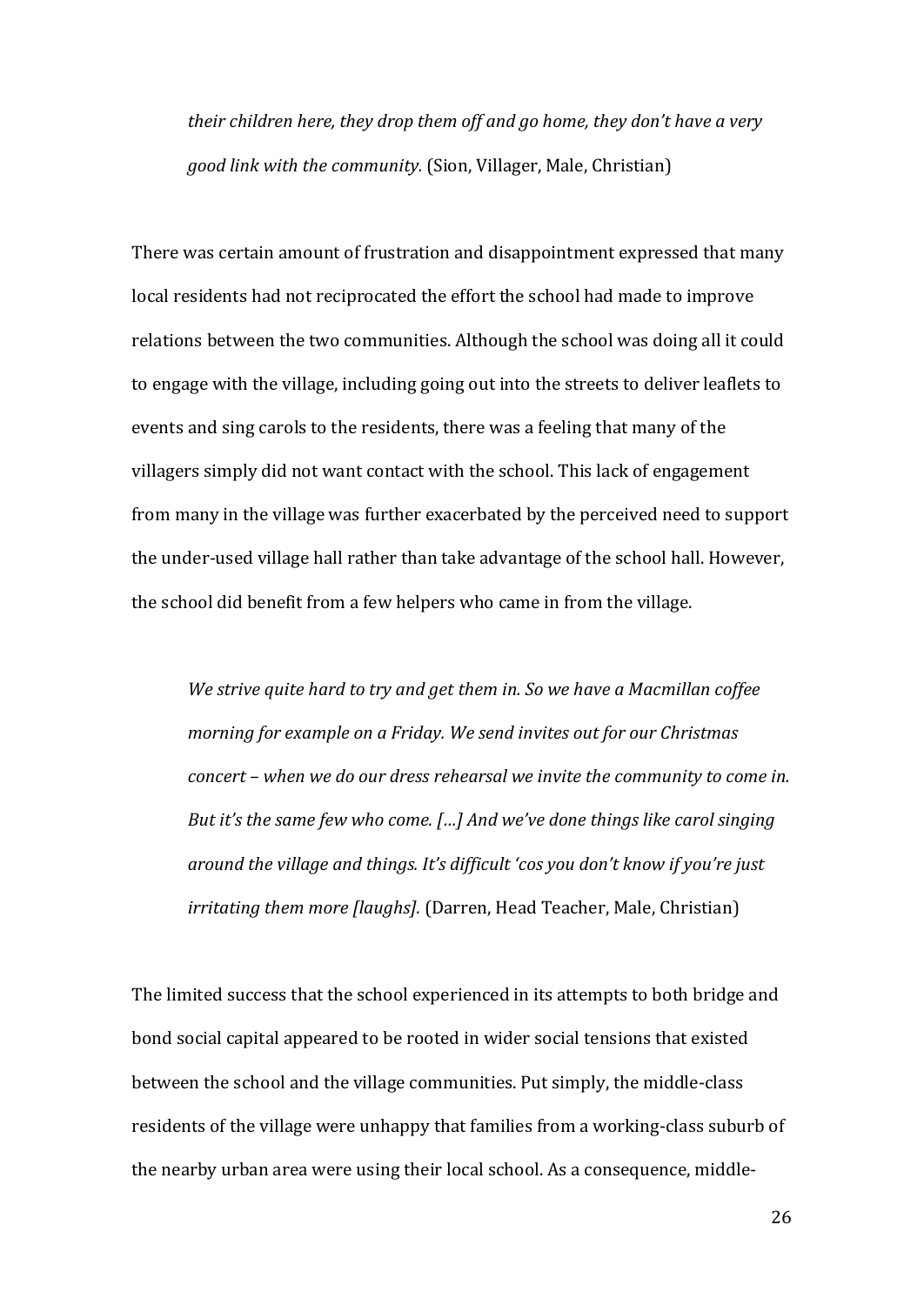*their children here, they drop them off and go home, they don't have a very good link with the community.* (Sion, Villager, Male, Christian)

There was certain amount of frustration and disappointment expressed that many local residents had not reciprocated the effort the school had made to improve relations between the two communities. Although the school was doing all it could to engage with the village, including going out into the streets to deliver leaflets to events and sing carols to the residents, there was a feeling that many of the villagers simply did not want contact with the school. This lack of engagement from many in the village was further exacerbated by the perceived need to support the under-used village hall rather than take advantage of the school hall. However, the school did benefit from a few helpers who came in from the village.

> *We strive quite hard to try and get them in. So we have a Macmillan coffee morning for example on a Friday. We send invites out for our Christmas concert – when we do our dress rehearsal we invite the community to come in. But it's the same few who come. […] And we've done things like carol singing around the village and things. It's difficult 'cos you don't know if you're just irritating them more [laughs].* (Darren, Head Teacher, Male, Christian)

The limited success that the school experienced in its attempts to both bridge and bond social capital appeared to be rooted in wider social tensions that existed between the school and the village communities. Put simply, the middle-class residents of the village were unhappy that families from a working-class suburb of the nearby urban area were using their local school. As a consequence, middle-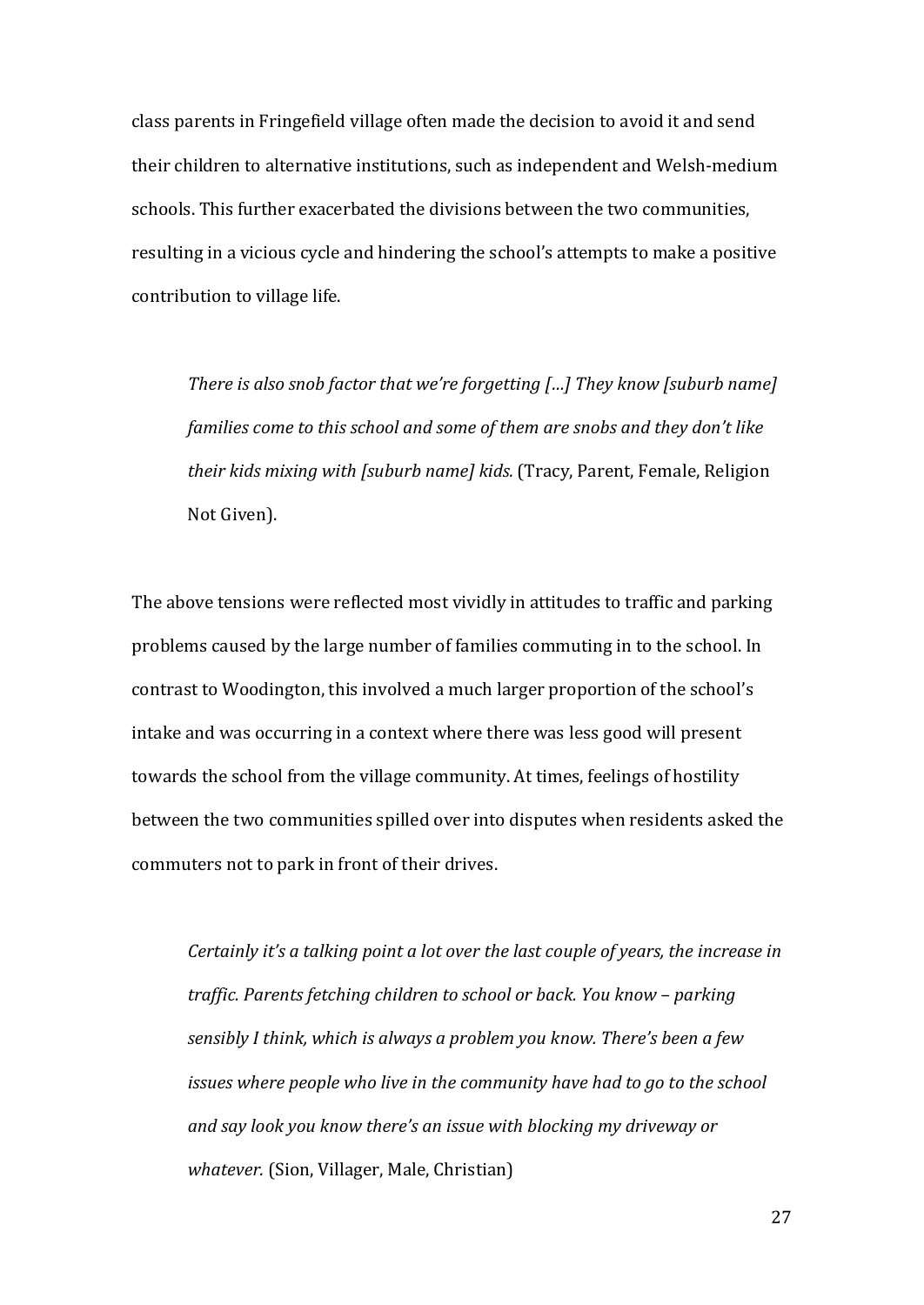class parents in Fringefield village often made the decision to avoid it and send their children to alternative institutions, such as independent and Welsh-medium schools. This further exacerbated the divisions between the two communities, resulting in a vicious cycle and hindering the school's attempts to make a positive contribution to village life.

> *There is also snob factor that we're forgetting […] They know [suburb name] families come to this school and some of them are snobs and they don't like their kids mixing with [suburb name] kids.* (Tracy, Parent, Female, Religion Not Given).

The above tensions were reflected most vividly in attitudes to traffic and parking problems caused by the large number of families commuting in to the school. In contrast to Woodington, this involved a much larger proportion of the school's intake and was occurring in a context where there was less good will present towards the school from the village community. At times, feelings of hostility between the two communities spilled over into disputes when residents asked the commuters not to park in front of their drives.

> *Certainly it's a talking point a lot over the last couple of years, the increase in traffic. Parents fetching children to school or back. You know – parking sensibly I think, which is always a problem you know. There's been a few issues where people who live in the community have had to go to the school and say look you know there's an issue with blocking my driveway or whatever.* (Sion, Villager, Male, Christian)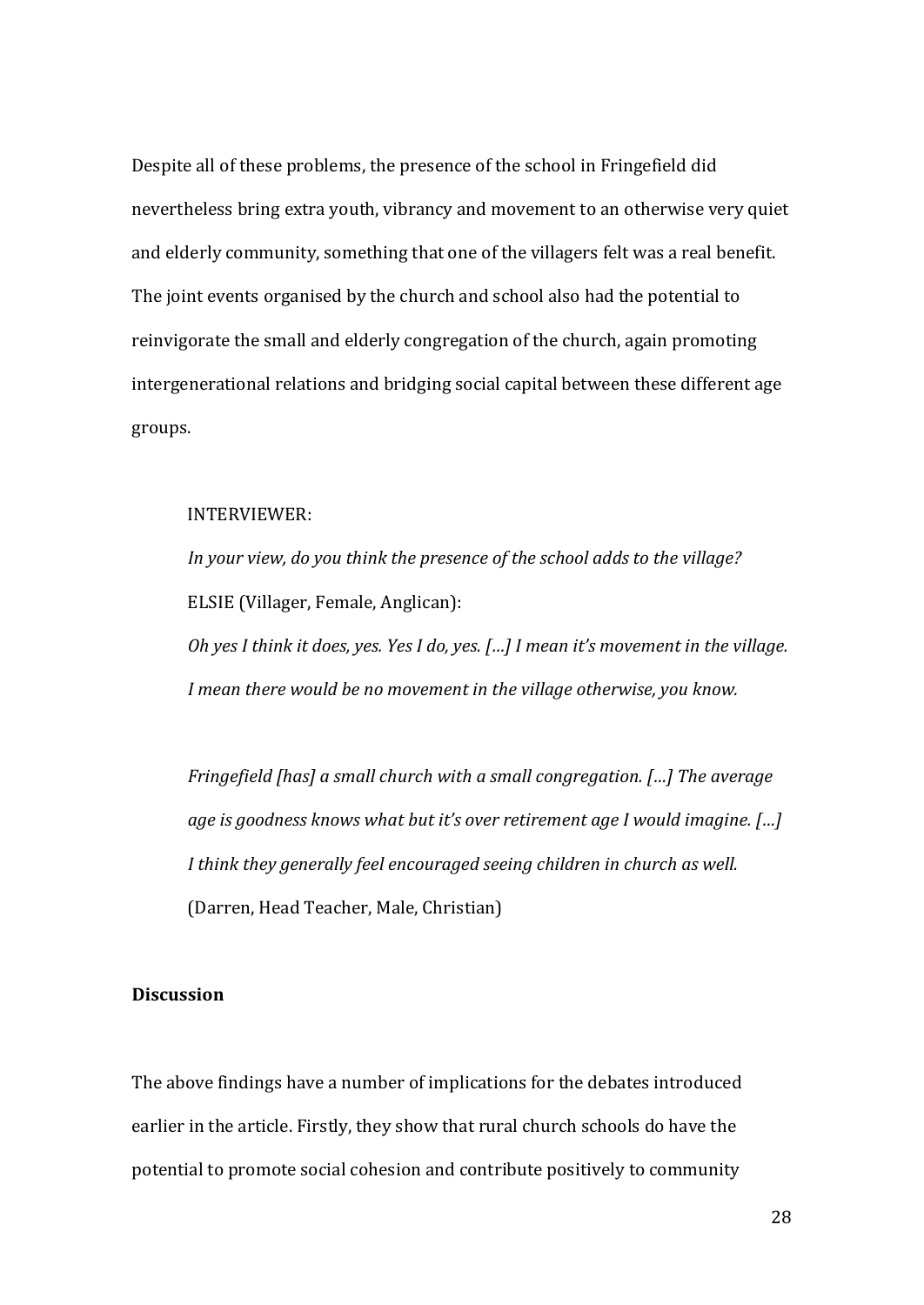Despite all of these problems, the presence of the school in Fringefield did nevertheless bring extra youth, vibrancy and movement to an otherwise very quiet and elderly community, something that one of the villagers felt was a real benefit. The joint events organised by the church and school also had the potential to reinvigorate the small and elderly congregation of the church, again promoting intergenerational relations and bridging social capital between these different age groups.

> INTERVIEWER:
> *In your view, do you think the presence of the school adds to the village?*
> ELSIE (Villager, Female, Anglican):
> *Oh yes I think it does, yes. Yes I do, yes. […] I mean it's movement in the village. I mean there would be no movement in the village otherwise, you know.*

> *Fringefield [has] a small church with a small congregation. […] The average age is goodness knows what but it's over retirement age I would imagine. […] I think they generally feel encouraged seeing children in church as well.*
> (Darren, Head Teacher, Male, Christian)

**Discussion**

The above findings have a number of implications for the debates introduced earlier in the article. Firstly, they show that rural church schools do have the potential to promote social cohesion and contribute positively to community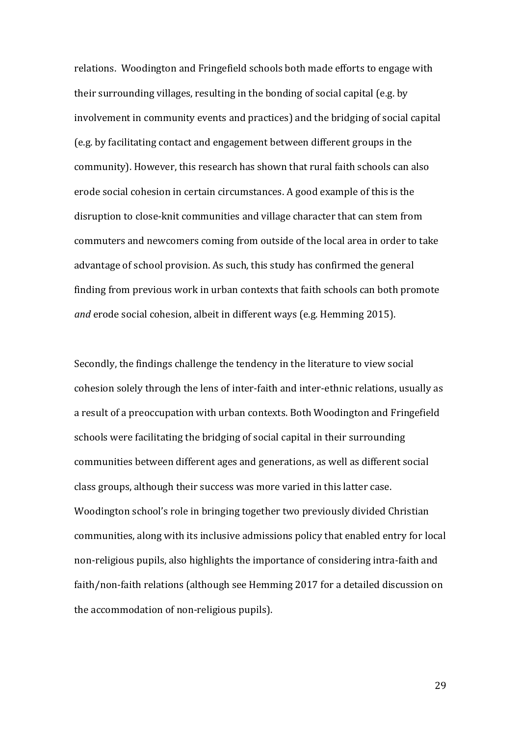relations. Woodington and Fringefield schools both made efforts to engage with their surrounding villages, resulting in the bonding of social capital (e.g. by involvement in community events and practices) and the bridging of social capital (e.g. by facilitating contact and engagement between different groups in the community). However, this research has shown that rural faith schools can also erode social cohesion in certain circumstances. A good example of this is the disruption to close-knit communities and village character that can stem from commuters and newcomers coming from outside of the local area in order to take advantage of school provision. As such, this study has confirmed the general finding from previous work in urban contexts that faith schools can both promote *and* erode social cohesion, albeit in different ways (e.g. Hemming 2015).

Secondly, the findings challenge the tendency in the literature to view social cohesion solely through the lens of inter-faith and inter-ethnic relations, usually as a result of a preoccupation with urban contexts. Both Woodington and Fringefield schools were facilitating the bridging of social capital in their surrounding communities between different ages and generations, as well as different social class groups, although their success was more varied in this latter case. Woodington school's role in bringing together two previously divided Christian communities, along with its inclusive admissions policy that enabled entry for local non-religious pupils, also highlights the importance of considering intra-faith and faith/non-faith relations (although see Hemming 2017 for a detailed discussion on the accommodation of non-religious pupils).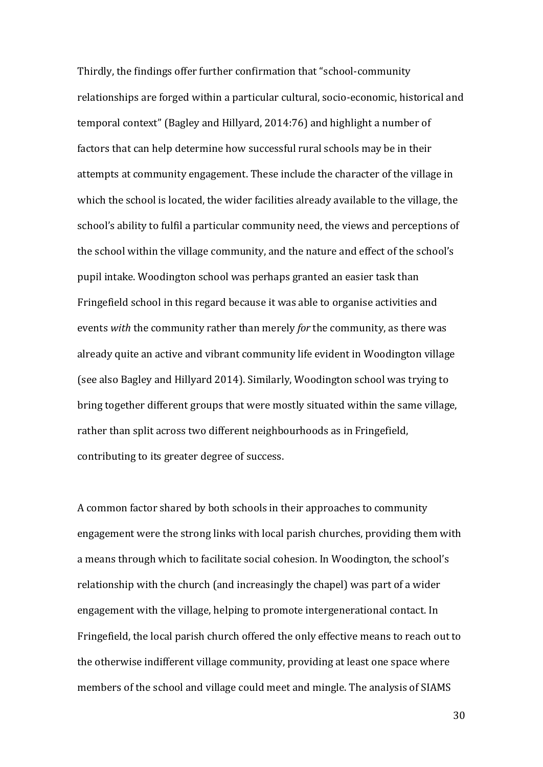Thirdly, the findings offer further confirmation that "school-community relationships are forged within a particular cultural, socio-economic, historical and temporal context" (Bagley and Hillyard, 2014:76) and highlight a number of factors that can help determine how successful rural schools may be in their attempts at community engagement. These include the character of the village in which the school is located, the wider facilities already available to the village, the school's ability to fulfil a particular community need, the views and perceptions of the school within the village community, and the nature and effect of the school's pupil intake. Woodington school was perhaps granted an easier task than Fringefield school in this regard because it was able to organise activities and events *with* the community rather than merely *for* the community, as there was already quite an active and vibrant community life evident in Woodington village (see also Bagley and Hillyard 2014). Similarly, Woodington school was trying to bring together different groups that were mostly situated within the same village, rather than split across two different neighbourhoods as in Fringefield, contributing to its greater degree of success.

A common factor shared by both schools in their approaches to community engagement were the strong links with local parish churches, providing them with a means through which to facilitate social cohesion. In Woodington, the school's relationship with the church (and increasingly the chapel) was part of a wider engagement with the village, helping to promote intergenerational contact. In Fringefield, the local parish church offered the only effective means to reach out to the otherwise indifferent village community, providing at least one space where members of the school and village could meet and mingle. The analysis of SIAMS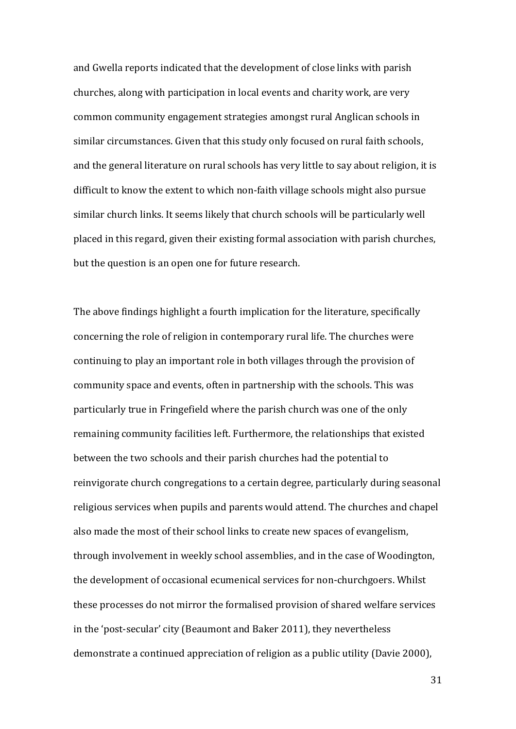and Gwella reports indicated that the development of close links with parish churches, along with participation in local events and charity work, are very common community engagement strategies amongst rural Anglican schools in similar circumstances. Given that this study only focused on rural faith schools, and the general literature on rural schools has very little to say about religion, it is difficult to know the extent to which non-faith village schools might also pursue similar church links. It seems likely that church schools will be particularly well placed in this regard, given their existing formal association with parish churches, but the question is an open one for future research.

The above findings highlight a fourth implication for the literature, specifically concerning the role of religion in contemporary rural life. The churches were continuing to play an important role in both villages through the provision of community space and events, often in partnership with the schools. This was particularly true in Fringefield where the parish church was one of the only remaining community facilities left. Furthermore, the relationships that existed between the two schools and their parish churches had the potential to reinvigorate church congregations to a certain degree, particularly during seasonal religious services when pupils and parents would attend. The churches and chapel also made the most of their school links to create new spaces of evangelism, through involvement in weekly school assemblies, and in the case of Woodington, the development of occasional ecumenical services for non-churchgoers. Whilst these processes do not mirror the formalised provision of shared welfare services in the 'post-secular' city (Beaumont and Baker 2011), they nevertheless demonstrate a continued appreciation of religion as a public utility (Davie 2000),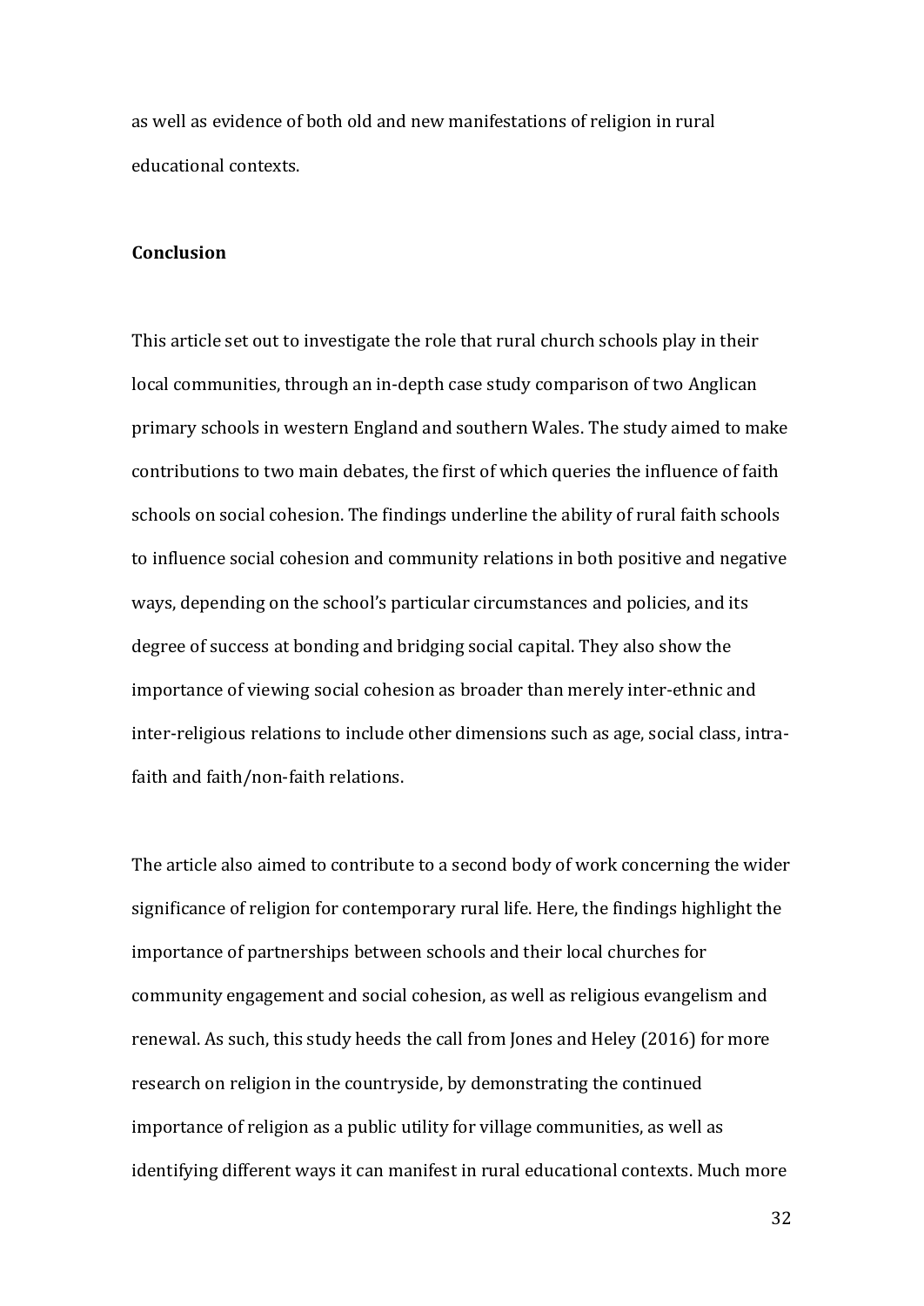as well as evidence of both old and new manifestations of religion in rural educational contexts.

**Conclusion**

This article set out to investigate the role that rural church schools play in their local communities, through an in-depth case study comparison of two Anglican primary schools in western England and southern Wales. The study aimed to make contributions to two main debates, the first of which queries the influence of faith schools on social cohesion. The findings underline the ability of rural faith schools to influence social cohesion and community relations in both positive and negative ways, depending on the school's particular circumstances and policies, and its degree of success at bonding and bridging social capital. They also show the importance of viewing social cohesion as broader than merely inter-ethnic and inter-religious relations to include other dimensions such as age, social class, intra-faith and faith/non-faith relations.

The article also aimed to contribute to a second body of work concerning the wider significance of religion for contemporary rural life. Here, the findings highlight the importance of partnerships between schools and their local churches for community engagement and social cohesion, as well as religious evangelism and renewal. As such, this study heeds the call from Jones and Heley (2016) for more research on religion in the countryside, by demonstrating the continued importance of religion as a public utility for village communities, as well as identifying different ways it can manifest in rural educational contexts. Much more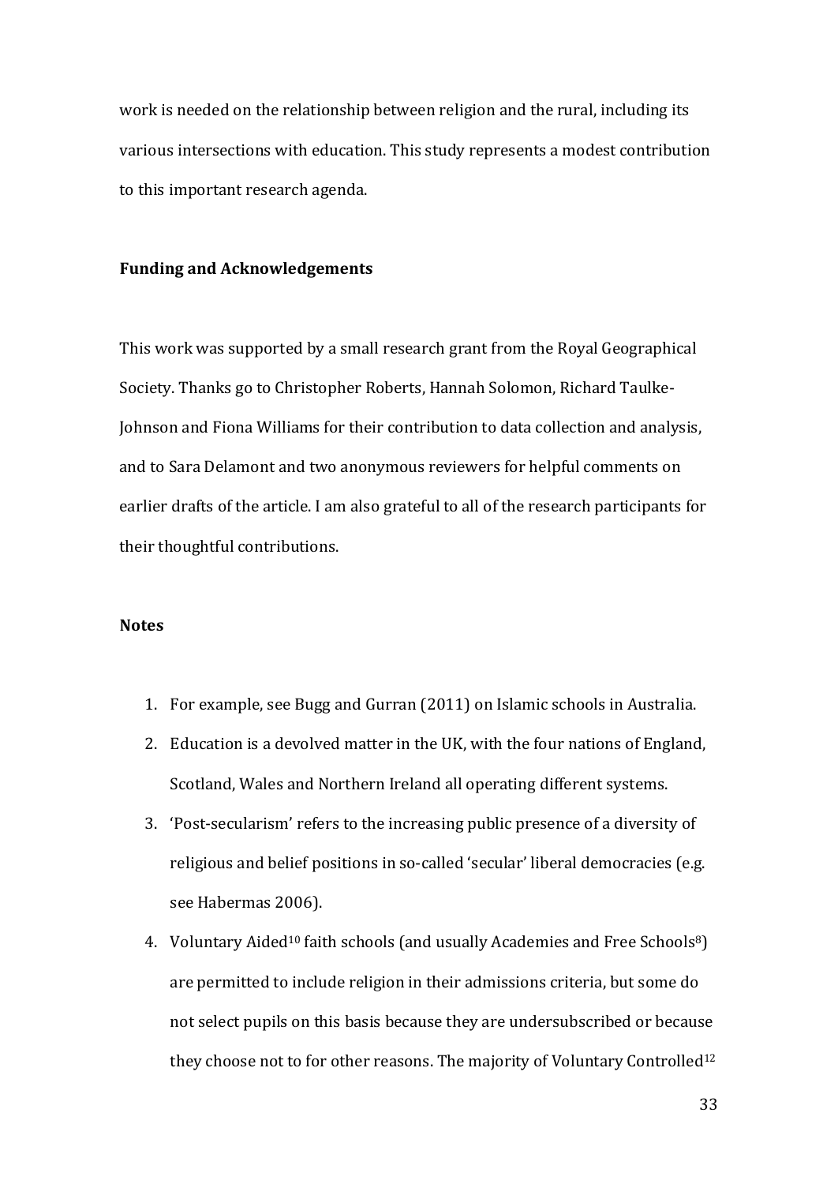work is needed on the relationship between religion and the rural, including its various intersections with education. This study represents a modest contribution to this important research agenda.

**Funding and Acknowledgements**

This work was supported by a small research grant from the Royal Geographical Society. Thanks go to Christopher Roberts, Hannah Solomon, Richard Taulke-Johnson and Fiona Williams for their contribution to data collection and analysis, and to Sara Delamont and two anonymous reviewers for helpful comments on earlier drafts of the article. I am also grateful to all of the research participants for their thoughtful contributions.

**Notes**

1. For example, see Bugg and Gurran (2011) on Islamic schools in Australia.
2. Education is a devolved matter in the UK, with the four nations of England, Scotland, Wales and Northern Ireland all operating different systems.
3. 'Post-secularism' refers to the increasing public presence of a diversity of religious and belief positions in so-called 'secular' liberal democracies (e.g. see Habermas 2006).
4. Voluntary Aided[10] faith schools (and usually Academies and Free Schools[8]) are permitted to include religion in their admissions criteria, but some do not select pupils on this basis because they are undersubscribed or because they choose not to for other reasons. The majority of Voluntary Controlled[12]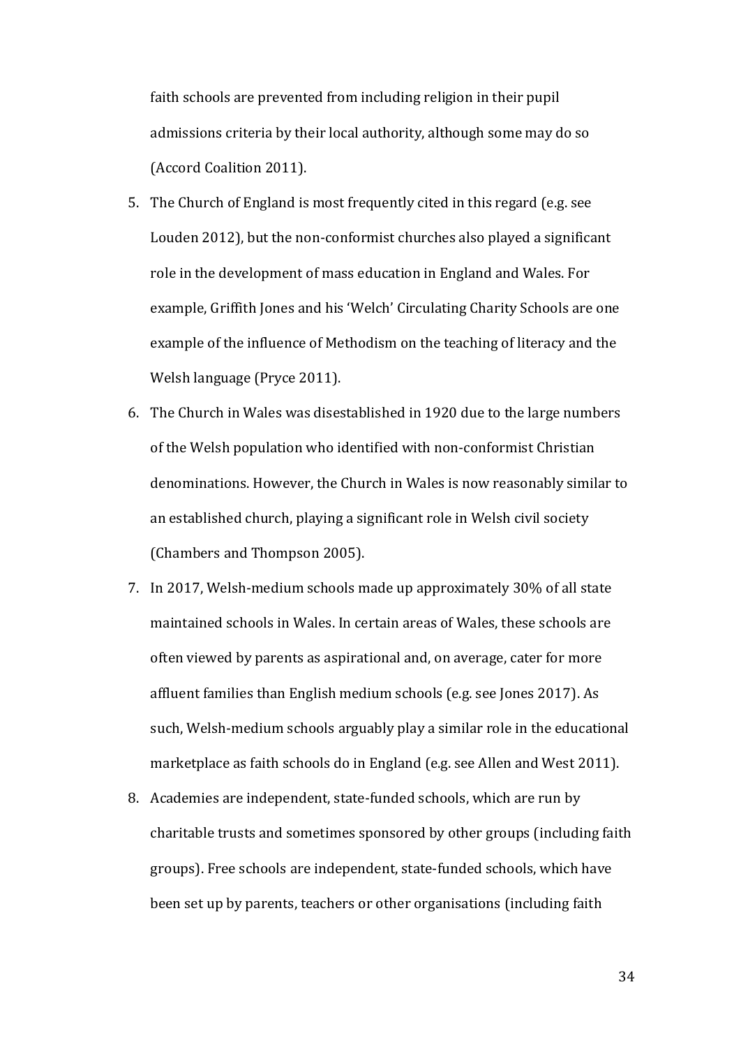faith schools are prevented from including religion in their pupil admissions criteria by their local authority, although some may do so (Accord Coalition 2011).

5. The Church of England is most frequently cited in this regard (e.g. see Louden 2012), but the non-conformist churches also played a significant role in the development of mass education in England and Wales. For example, Griffith Jones and his 'Welch' Circulating Charity Schools are one example of the influence of Methodism on the teaching of literacy and the Welsh language (Pryce 2011).
6. The Church in Wales was disestablished in 1920 due to the large numbers of the Welsh population who identified with non-conformist Christian denominations. However, the Church in Wales is now reasonably similar to an established church, playing a significant role in Welsh civil society (Chambers and Thompson 2005).
7. In 2017, Welsh-medium schools made up approximately 30% of all state maintained schools in Wales. In certain areas of Wales, these schools are often viewed by parents as aspirational and, on average, cater for more affluent families than English medium schools (e.g. see Jones 2017). As such, Welsh-medium schools arguably play a similar role in the educational marketplace as faith schools do in England (e.g. see Allen and West 2011).
8. Academies are independent, state-funded schools, which are run by charitable trusts and sometimes sponsored by other groups (including faith groups). Free schools are independent, state-funded schools, which have been set up by parents, teachers or other organisations (including faith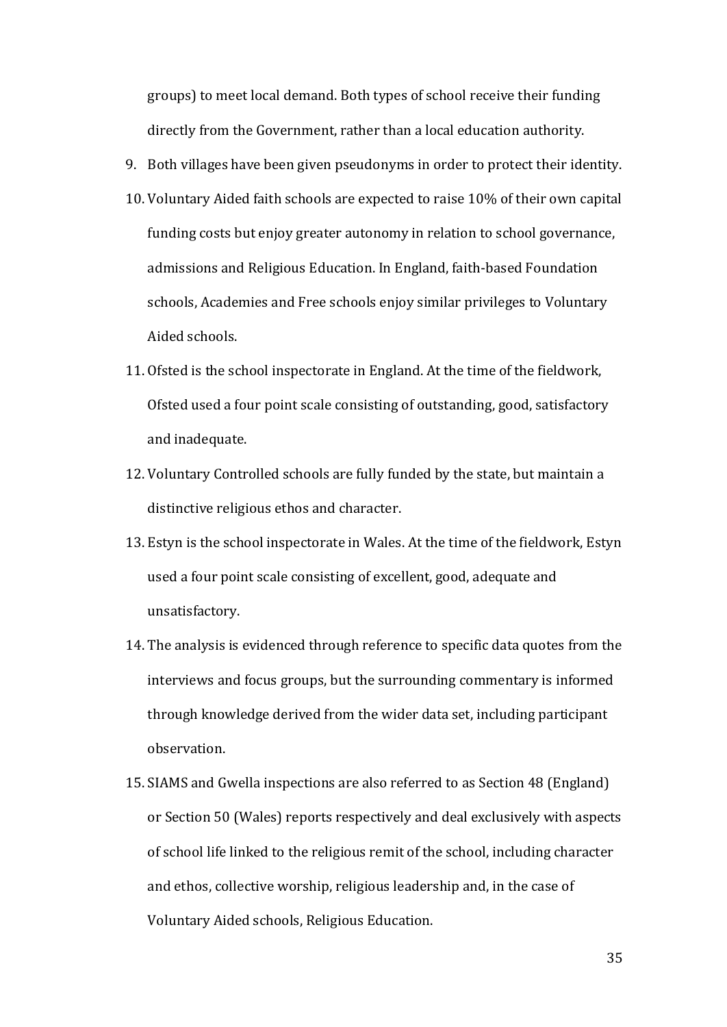groups) to meet local demand. Both types of school receive their funding directly from the Government, rather than a local education authority.

9. Both villages have been given pseudonyms in order to protect their identity.
10. Voluntary Aided faith schools are expected to raise 10% of their own capital funding costs but enjoy greater autonomy in relation to school governance, admissions and Religious Education. In England, faith-based Foundation schools, Academies and Free schools enjoy similar privileges to Voluntary Aided schools.
11. Ofsted is the school inspectorate in England. At the time of the fieldwork, Ofsted used a four point scale consisting of outstanding, good, satisfactory and inadequate.
12. Voluntary Controlled schools are fully funded by the state, but maintain a distinctive religious ethos and character.
13. Estyn is the school inspectorate in Wales. At the time of the fieldwork, Estyn used a four point scale consisting of excellent, good, adequate and unsatisfactory.
14. The analysis is evidenced through reference to specific data quotes from the interviews and focus groups, but the surrounding commentary is informed through knowledge derived from the wider data set, including participant observation.
15. SIAMS and Gwella inspections are also referred to as Section 48 (England) or Section 50 (Wales) reports respectively and deal exclusively with aspects of school life linked to the religious remit of the school, including character and ethos, collective worship, religious leadership and, in the case of Voluntary Aided schools, Religious Education.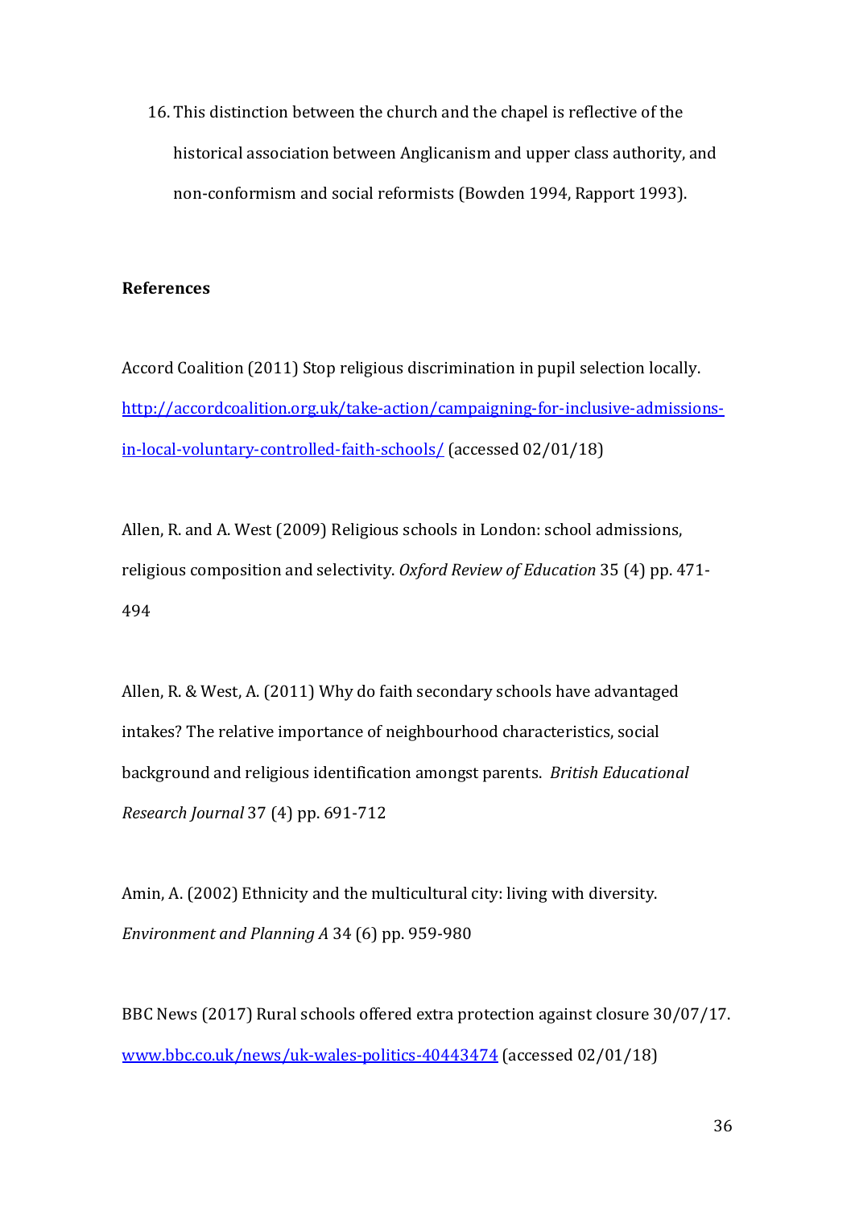16. This distinction between the church and the chapel is reflective of the historical association between Anglicanism and upper class authority, and non-conformism and social reformists (Bowden 1994, Rapport 1993).

**References**

Accord Coalition (2011) Stop religious discrimination in pupil selection locally. http://accordcoalition.org.uk/take-action/campaigning-for-inclusive-admissions-in-local-voluntary-controlled-faith-schools/ (accessed 02/01/18)

Allen, R. and A. West (2009) Religious schools in London: school admissions, religious composition and selectivity. *Oxford Review of Education* 35 (4) pp. 471-494

Allen, R. & West, A. (2011) Why do faith secondary schools have advantaged intakes? The relative importance of neighbourhood characteristics, social background and religious identification amongst parents. *British Educational Research Journal* 37 (4) pp. 691-712

Amin, A. (2002) Ethnicity and the multicultural city: living with diversity. *Environment and Planning A* 34 (6) pp. 959-980

BBC News (2017) Rural schools offered extra protection against closure 30/07/17. www.bbc.co.uk/news/uk-wales-politics-40443474 (accessed 02/01/18)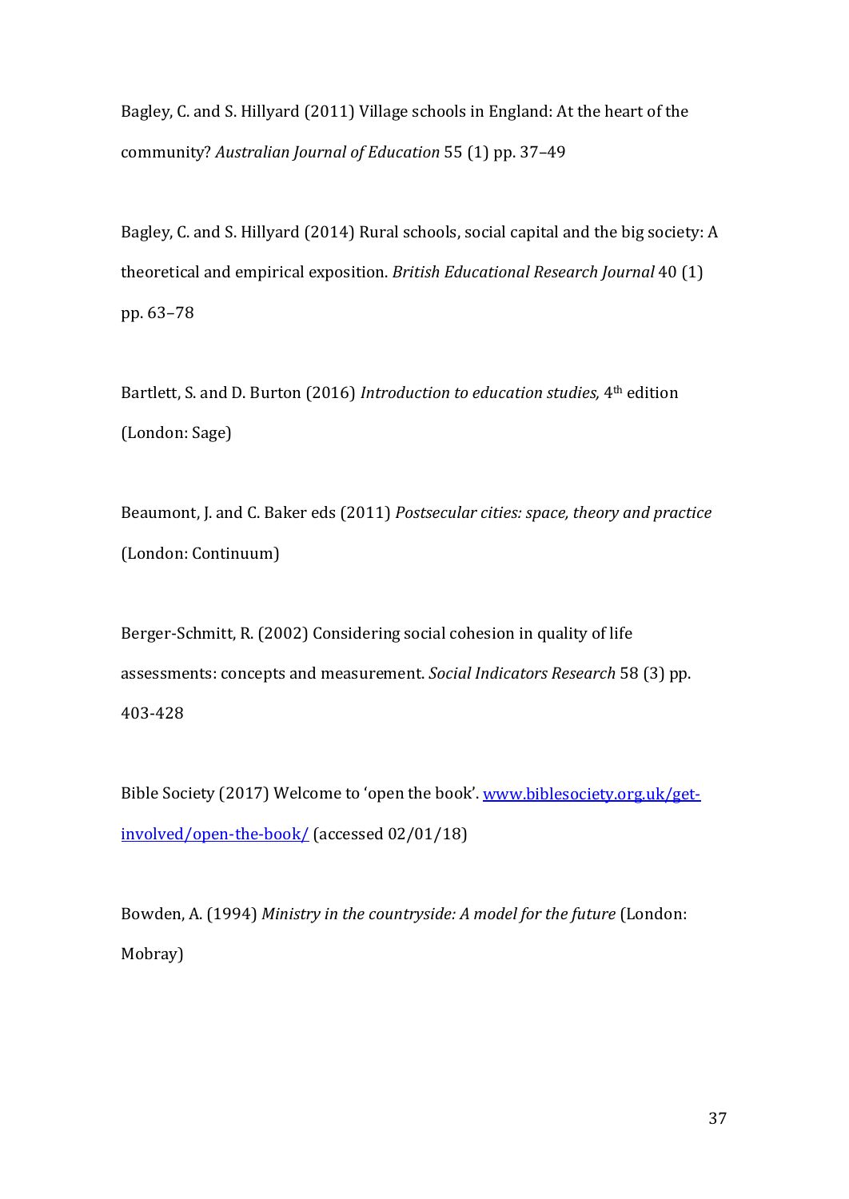Bagley, C. and S. Hillyard (2011) Village schools in England: At the heart of the community? *Australian Journal of Education* 55 (1) pp. 37–49

Bagley, C. and S. Hillyard (2014) Rural schools, social capital and the big society: A theoretical and empirical exposition. *British Educational Research Journal* 40 (1) pp. 63–78

Bartlett, S. and D. Burton (2016) *Introduction to education studies,* 4th edition (London: Sage)

Beaumont, J. and C. Baker eds (2011) *Postsecular cities: space, theory and practice* (London: Continuum)

Berger-Schmitt, R. (2002) Considering social cohesion in quality of life assessments: concepts and measurement. *Social Indicators Research* 58 (3) pp. 403-428

Bible Society (2017) Welcome to 'open the book'. [www.biblesociety.org.uk/get-involved/open-the-book/](www.biblesociety.org.uk/get-involved/open-the-book/) (accessed 02/01/18)

Bowden, A. (1994) *Ministry in the countryside: A model for the future* (London: Mobray)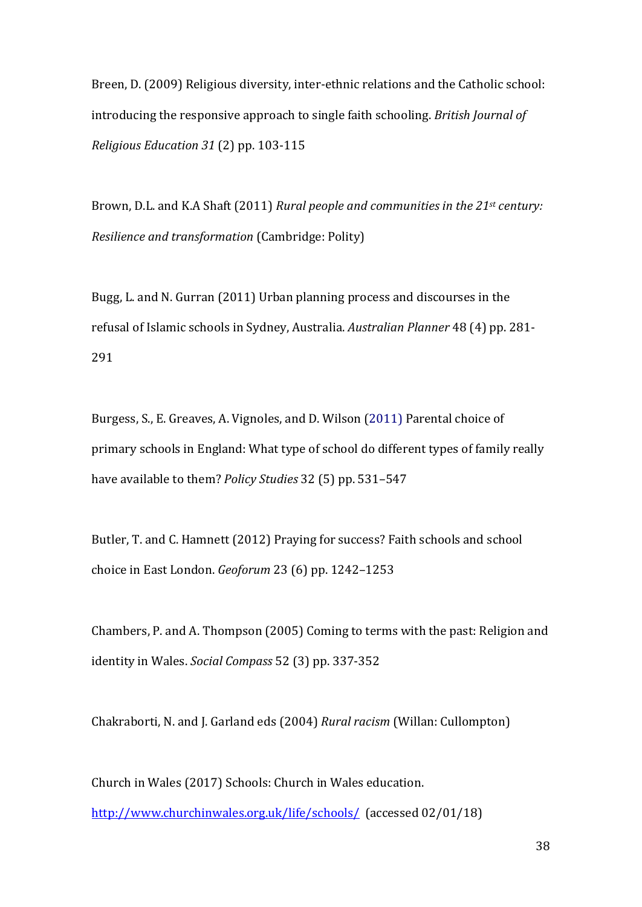Breen, D. (2009) Religious diversity, inter-ethnic relations and the Catholic school: introducing the responsive approach to single faith schooling. *British Journal of Religious Education 31* (2) pp. 103-115

Brown, D.L. and K.A Shaft (2011) *Rural people and communities in the 21st century: Resilience and transformation* (Cambridge: Polity)

Bugg, L. and N. Gurran (2011) Urban planning process and discourses in the refusal of Islamic schools in Sydney, Australia. *Australian Planner* 48 (4) pp. 281-291

Burgess, S., E. Greaves, A. Vignoles, and D. Wilson (2011) Parental choice of primary schools in England: What type of school do different types of family really have available to them? *Policy Studies* 32 (5) pp. 531–547

Butler, T. and C. Hamnett (2012) Praying for success? Faith schools and school choice in East London. *Geoforum* 23 (6) pp. 1242–1253

Chambers, P. and A. Thompson (2005) Coming to terms with the past: Religion and identity in Wales. *Social Compass* 52 (3) pp. 337-352

Chakraborti, N. and J. Garland eds (2004) *Rural racism* (Willan: Cullompton)

Church in Wales (2017) Schools: Church in Wales education. http://www.churchinwales.org.uk/life/schools/ (accessed 02/01/18)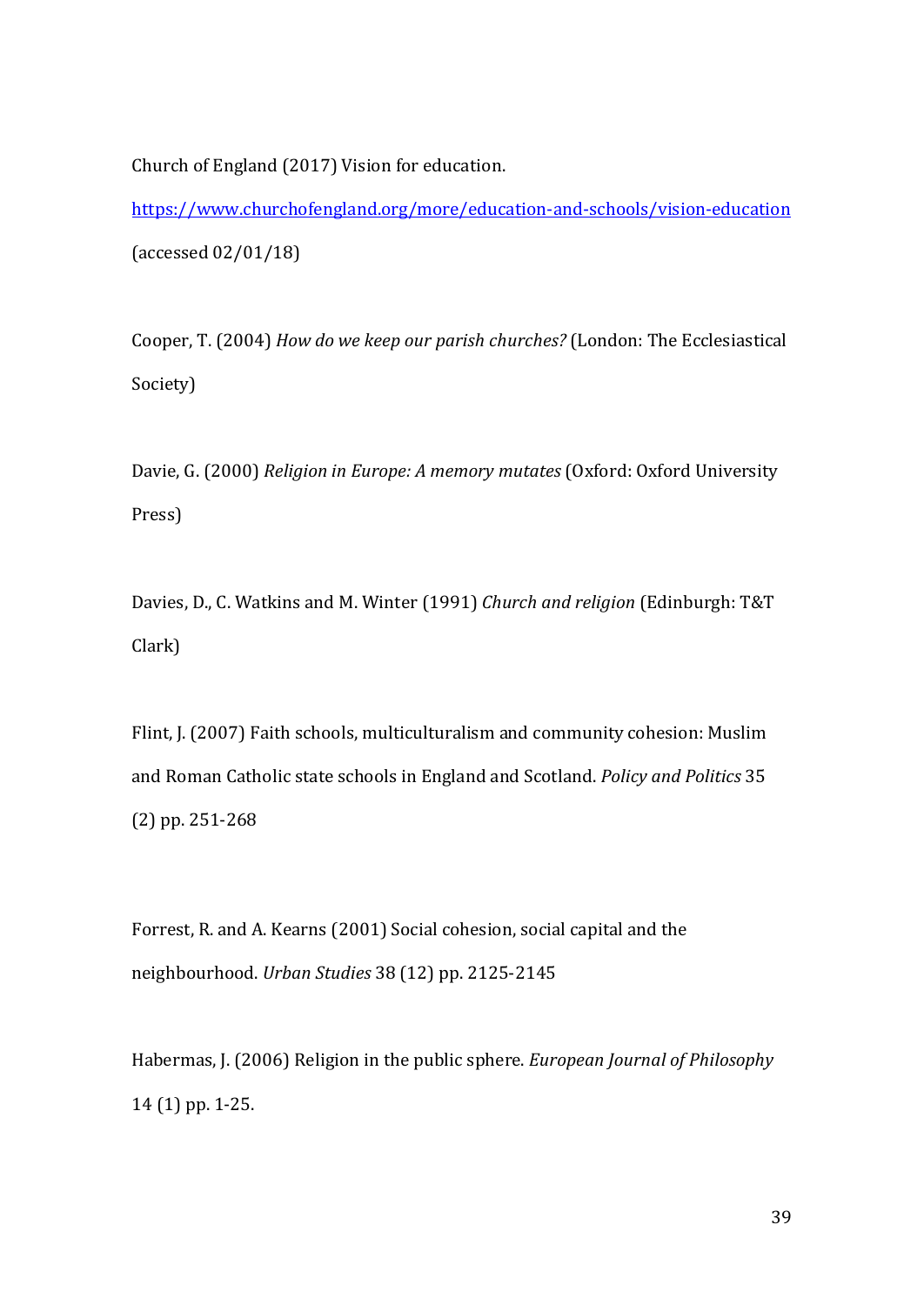Church of England (2017) Vision for education. https://www.churchofengland.org/more/education-and-schools/vision-education (accessed 02/01/18)

Cooper, T. (2004) *How do we keep our parish churches?* (London: The Ecclesiastical Society)

Davie, G. (2000) *Religion in Europe: A memory mutates* (Oxford: Oxford University Press)

Davies, D., C. Watkins and M. Winter (1991) *Church and religion* (Edinburgh: T&T Clark)

Flint, J. (2007) Faith schools, multiculturalism and community cohesion: Muslim and Roman Catholic state schools in England and Scotland. *Policy and Politics* 35 (2) pp. 251-268

Forrest, R. and A. Kearns (2001) Social cohesion, social capital and the neighbourhood. *Urban Studies* 38 (12) pp. 2125-2145

Habermas, J. (2006) Religion in the public sphere. *European Journal of Philosophy* 14 (1) pp. 1-25.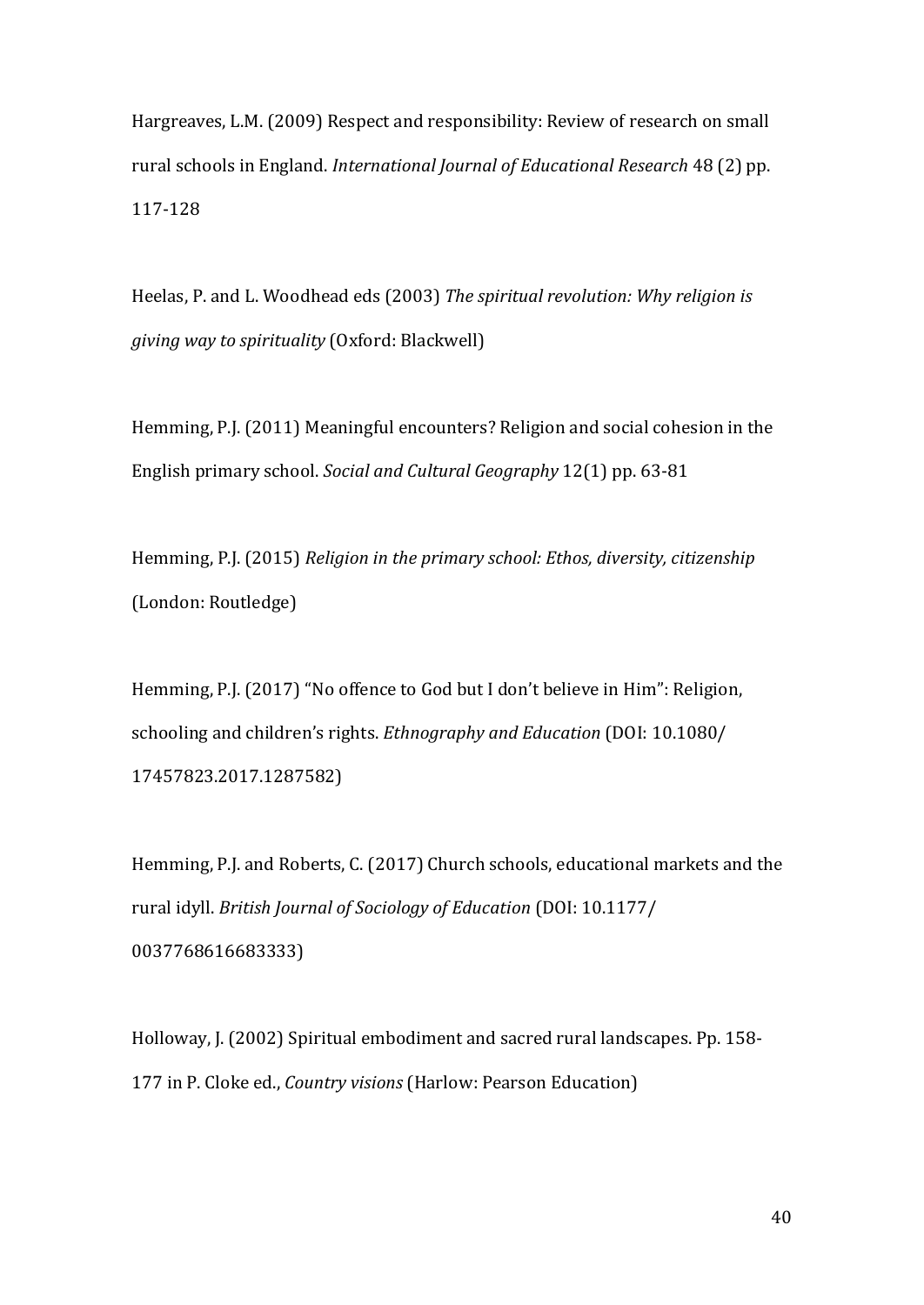Hargreaves, L.M. (2009) Respect and responsibility: Review of research on small rural schools in England. *International Journal of Educational Research* 48 (2) pp. 117-128

Heelas, P. and L. Woodhead eds (2003) *The spiritual revolution: Why religion is giving way to spirituality* (Oxford: Blackwell)

Hemming, P.J. (2011) Meaningful encounters? Religion and social cohesion in the English primary school. *Social and Cultural Geography* 12(1) pp. 63-81

Hemming, P.J. (2015) *Religion in the primary school: Ethos, diversity, citizenship* (London: Routledge)

Hemming, P.J. (2017) "No offence to God but I don't believe in Him": Religion, schooling and children's rights. *Ethnography and Education* (DOI: 10.1080/ 17457823.2017.1287582)

Hemming, P.J. and Roberts, C. (2017) Church schools, educational markets and the rural idyll. *British Journal of Sociology of Education* (DOI: 10.1177/ 0037768616683333)

Holloway, J. (2002) Spiritual embodiment and sacred rural landscapes. Pp. 158-177 in P. Cloke ed., *Country visions* (Harlow: Pearson Education)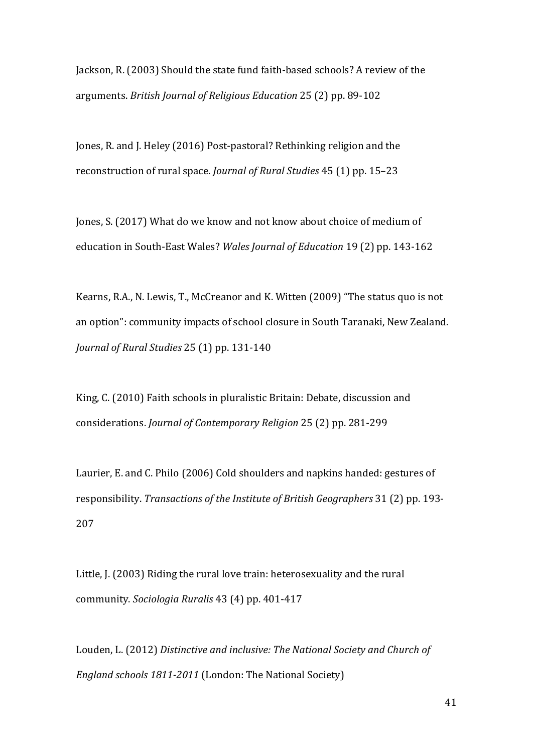Jackson, R. (2003) Should the state fund faith-based schools? A review of the arguments. *British Journal of Religious Education* 25 (2) pp. 89-102

Jones, R. and J. Heley (2016) Post-pastoral? Rethinking religion and the reconstruction of rural space. *Journal of Rural Studies* 45 (1) pp. 15–23

Jones, S. (2017) What do we know and not know about choice of medium of education in South-East Wales? *Wales Journal of Education* 19 (2) pp. 143-162

Kearns, R.A., N. Lewis, T., McCreanor and K. Witten (2009) "The status quo is not an option": community impacts of school closure in South Taranaki, New Zealand. *Journal of Rural Studies* 25 (1) pp. 131-140

King, C. (2010) Faith schools in pluralistic Britain: Debate, discussion and considerations. *Journal of Contemporary Religion* 25 (2) pp. 281-299

Laurier, E. and C. Philo (2006) Cold shoulders and napkins handed: gestures of responsibility. *Transactions of the Institute of British Geographers* 31 (2) pp. 193-207

Little, J. (2003) Riding the rural love train: heterosexuality and the rural community. *Sociologia Ruralis* 43 (4) pp. 401-417

Louden, L. (2012) *Distinctive and inclusive: The National Society and Church of England schools 1811-2011* (London: The National Society)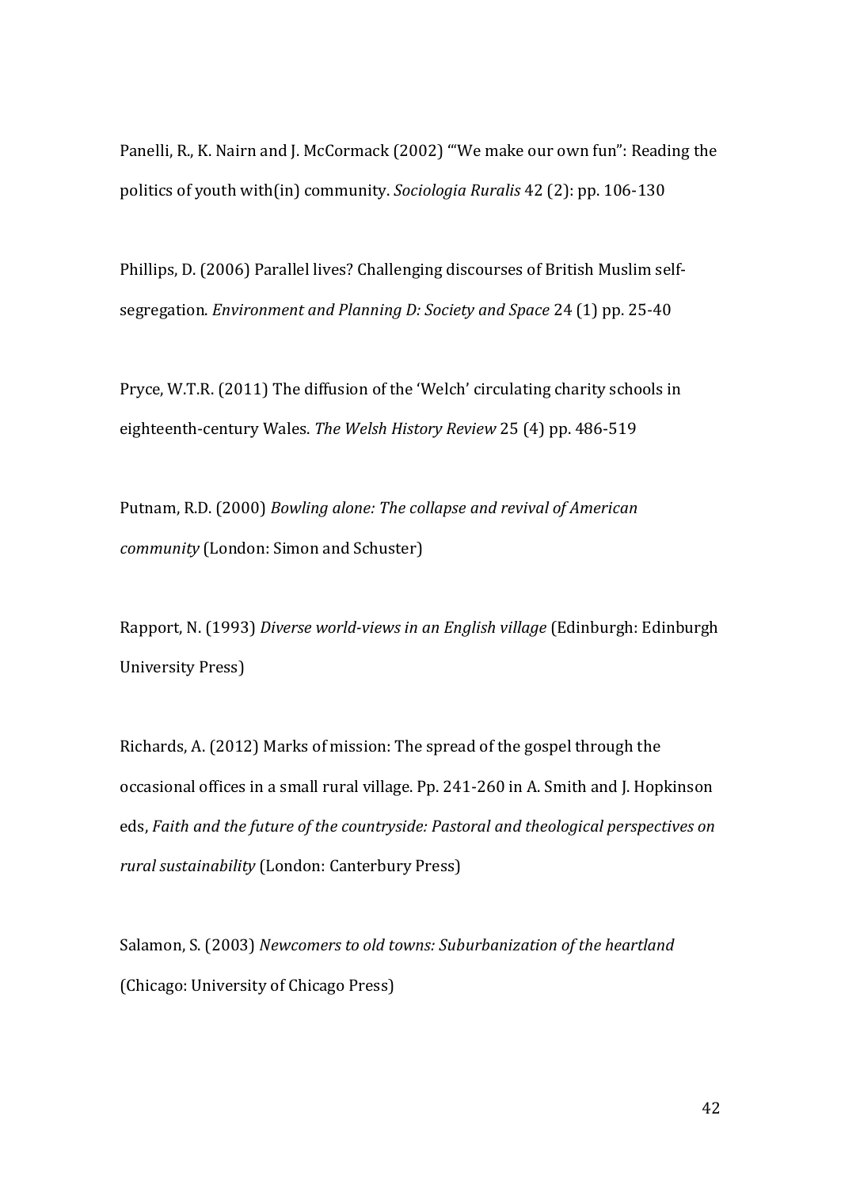Panelli, R., K. Nairn and J. McCormack (2002) '"We make our own fun": Reading the politics of youth with(in) community. *Sociologia Ruralis* 42 (2): pp. 106-130

Phillips, D. (2006) Parallel lives? Challenging discourses of British Muslim self-segregation. *Environment and Planning D: Society and Space* 24 (1) pp. 25-40

Pryce, W.T.R. (2011) The diffusion of the 'Welch' circulating charity schools in eighteenth-century Wales. *The Welsh History Review* 25 (4) pp. 486-519

Putnam, R.D. (2000) *Bowling alone: The collapse and revival of American community* (London: Simon and Schuster)

Rapport, N. (1993) *Diverse world-views in an English village* (Edinburgh: Edinburgh University Press)

Richards, A. (2012) Marks of mission: The spread of the gospel through the occasional offices in a small rural village. Pp. 241-260 in A. Smith and J. Hopkinson eds, *Faith and the future of the countryside: Pastoral and theological perspectives on rural sustainability* (London: Canterbury Press)

Salamon, S. (2003) *Newcomers to old towns: Suburbanization of the heartland* (Chicago: University of Chicago Press)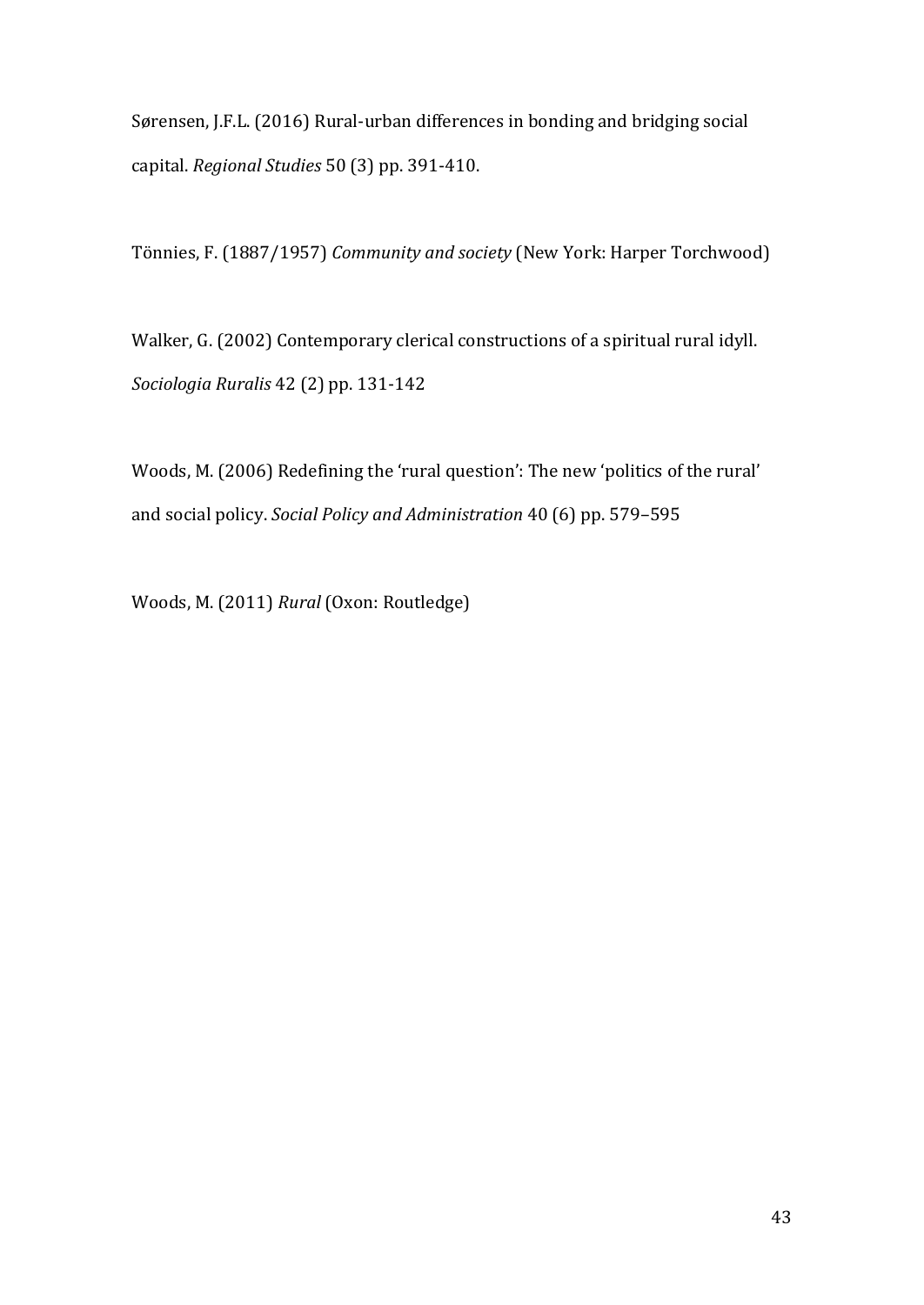Sørensen, J.F.L. (2016) Rural-urban differences in bonding and bridging social capital. *Regional Studies* 50 (3) pp. 391-410.

Tönnies, F. (1887/1957) *Community and society* (New York: Harper Torchwood)

Walker, G. (2002) Contemporary clerical constructions of a spiritual rural idyll. *Sociologia Ruralis* 42 (2) pp. 131-142

Woods, M. (2006) Redefining the 'rural question': The new 'politics of the rural' and social policy. *Social Policy and Administration* 40 (6) pp. 579–595

Woods, M. (2011) *Rural* (Oxon: Routledge)